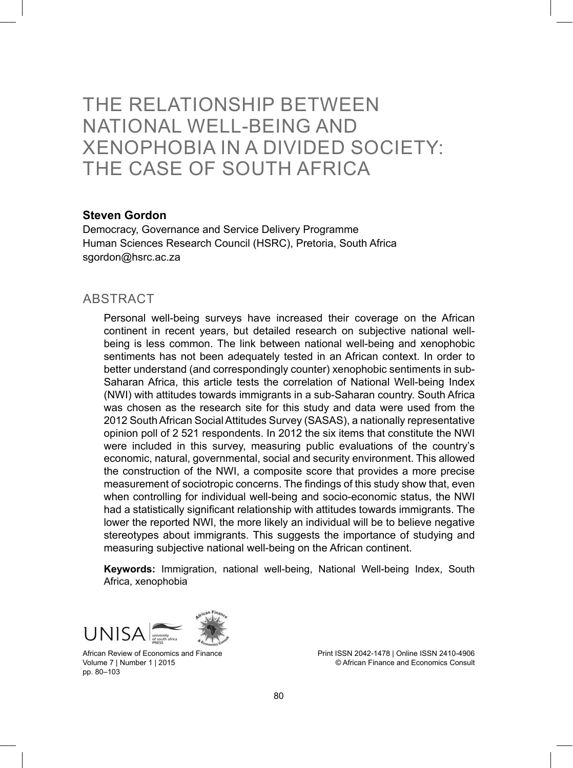# THE RELATIONSHIP BETWEEN NATIONAL WELL-BEING AND XENOPHOBIA IN A DIVIDED SOCIETY: THE CASE OF SOUTH AFRICA

**Steven Gordon**

Democracy, Governance and Service Delivery Programme
Human Sciences Research Council (HSRC), Pretoria, South Africa
sgordon@hsrc.ac.za

## ABSTRACT

Personal well-being surveys have increased their coverage on the African continent in recent years, but detailed research on subjective national well-being is less common. The link between national well-being and xenophobic sentiments has not been adequately tested in an African context. In order to better understand (and correspondingly counter) xenophobic sentiments in sub-Saharan Africa, this article tests the correlation of National Well-being Index (NWI) with attitudes towards immigrants in a sub-Saharan country. South Africa was chosen as the research site for this study and data were used from the 2012 South African Social Attitudes Survey (SASAS), a nationally representative opinion poll of 2 521 respondents. In 2012 the six items that constitute the NWI were included in this survey, measuring public evaluations of the country's economic, natural, governmental, social and security environment. This allowed the construction of the NWI, a composite score that provides a more precise measurement of sociotropic concerns. The findings of this study show that, even when controlling for individual well-being and socio-economic status, the NWI had a statistically significant relationship with attitudes towards immigrants. The lower the reported NWI, the more likely an individual will be to believe negative stereotypes about immigrants. This suggests the importance of studying and measuring subjective national well-being on the African continent.

**Keywords:** Immigration, national well-being, National Well-being Index, South Africa, xenophobia

African Review of Economics and Finance
Volume 7 | Number 1 | 2015
pp. 80–103

Print ISSN 2042-1478 | Online ISSN 2410-4906
© African Finance and Economics Consult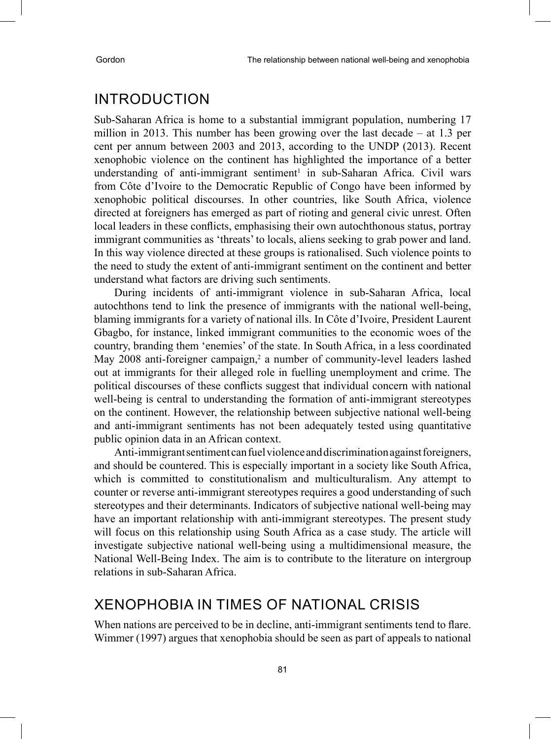## INTRODUCTION

Sub-Saharan Africa is home to a substantial immigrant population, numbering 17 million in 2013. This number has been growing over the last decade – at 1.3 per cent per annum between 2003 and 2013, according to the UNDP (2013). Recent xenophobic violence on the continent has highlighted the importance of a better understanding of anti-immigrant sentiment[1] in sub-Saharan Africa. Civil wars from Côte d'Ivoire to the Democratic Republic of Congo have been informed by xenophobic political discourses. In other countries, like South Africa, violence directed at foreigners has emerged as part of rioting and general civic unrest. Often local leaders in these conflicts, emphasising their own autochthonous status, portray immigrant communities as 'threats' to locals, aliens seeking to grab power and land. In this way violence directed at these groups is rationalised. Such violence points to the need to study the extent of anti-immigrant sentiment on the continent and better understand what factors are driving such sentiments.

During incidents of anti-immigrant violence in sub-Saharan Africa, local autochthons tend to link the presence of immigrants with the national well-being, blaming immigrants for a variety of national ills. In Côte d'Ivoire, President Laurent Gbagbo, for instance, linked immigrant communities to the economic woes of the country, branding them 'enemies' of the state. In South Africa, in a less coordinated May 2008 anti-foreigner campaign,[2] a number of community-level leaders lashed out at immigrants for their alleged role in fuelling unemployment and crime. The political discourses of these conflicts suggest that individual concern with national well-being is central to understanding the formation of anti-immigrant stereotypes on the continent. However, the relationship between subjective national well-being and anti-immigrant sentiments has not been adequately tested using quantitative public opinion data in an African context.

Anti-immigrant sentiment can fuel violence and discrimination against foreigners, and should be countered. This is especially important in a society like South Africa, which is committed to constitutionalism and multiculturalism. Any attempt to counter or reverse anti-immigrant stereotypes requires a good understanding of such stereotypes and their determinants. Indicators of subjective national well-being may have an important relationship with anti-immigrant stereotypes. The present study will focus on this relationship using South Africa as a case study. The article will investigate subjective national well-being using a multidimensional measure, the National Well-Being Index. The aim is to contribute to the literature on intergroup relations in sub-Saharan Africa.

## XENOPHOBIA IN TIMES OF NATIONAL CRISIS

When nations are perceived to be in decline, anti-immigrant sentiments tend to flare. Wimmer (1997) argues that xenophobia should be seen as part of appeals to national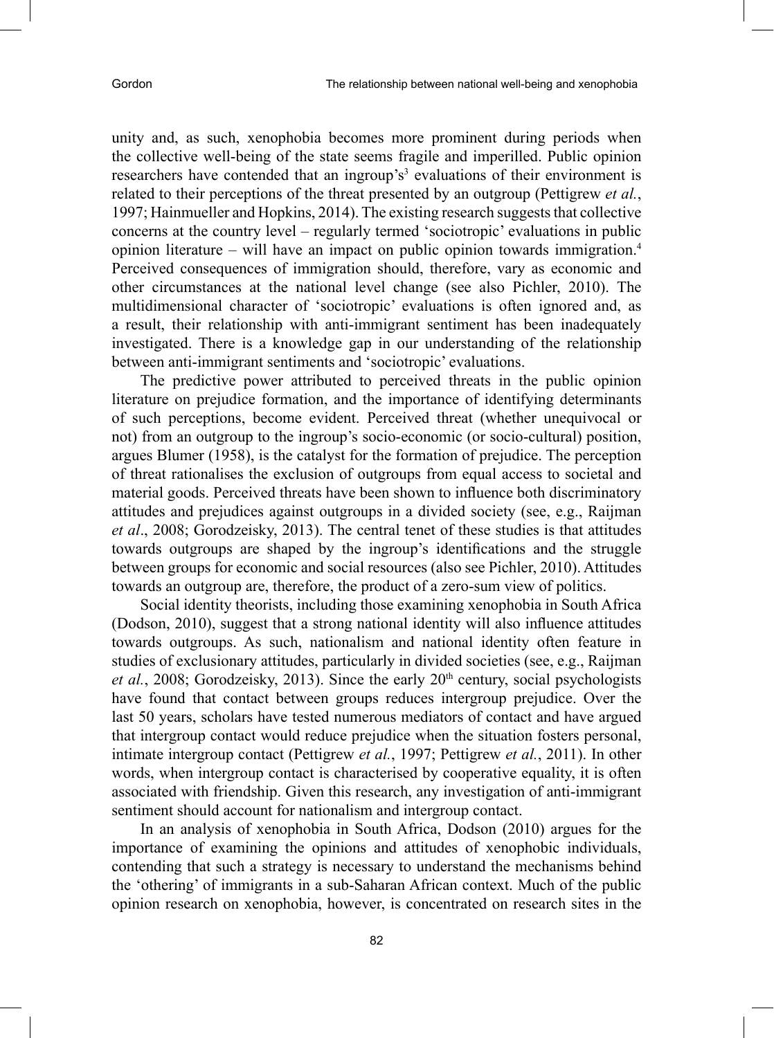unity and, as such, xenophobia becomes more prominent during periods when the collective well-being of the state seems fragile and imperilled. Public opinion researchers have contended that an ingroup's[3] evaluations of their environment is related to their perceptions of the threat presented by an outgroup (Pettigrew *et al.*, 1997; Hainmueller and Hopkins, 2014). The existing research suggests that collective concerns at the country level – regularly termed 'sociotropic' evaluations in public opinion literature – will have an impact on public opinion towards immigration.[4] Perceived consequences of immigration should, therefore, vary as economic and other circumstances at the national level change (see also Pichler, 2010). The multidimensional character of 'sociotropic' evaluations is often ignored and, as a result, their relationship with anti-immigrant sentiment has been inadequately investigated. There is a knowledge gap in our understanding of the relationship between anti-immigrant sentiments and 'sociotropic' evaluations.

The predictive power attributed to perceived threats in the public opinion literature on prejudice formation, and the importance of identifying determinants of such perceptions, become evident. Perceived threat (whether unequivocal or not) from an outgroup to the ingroup's socio-economic (or socio-cultural) position, argues Blumer (1958), is the catalyst for the formation of prejudice. The perception of threat rationalises the exclusion of outgroups from equal access to societal and material goods. Perceived threats have been shown to influence both discriminatory attitudes and prejudices against outgroups in a divided society (see, e.g., Raijman *et al*., 2008; Gorodzeisky, 2013). The central tenet of these studies is that attitudes towards outgroups are shaped by the ingroup's identifications and the struggle between groups for economic and social resources (also see Pichler, 2010). Attitudes towards an outgroup are, therefore, the product of a zero-sum view of politics.

Social identity theorists, including those examining xenophobia in South Africa (Dodson, 2010), suggest that a strong national identity will also influence attitudes towards outgroups. As such, nationalism and national identity often feature in studies of exclusionary attitudes, particularly in divided societies (see, e.g., Raijman *et al.*, 2008; Gorodzeisky, 2013). Since the early 20th century, social psychologists have found that contact between groups reduces intergroup prejudice. Over the last 50 years, scholars have tested numerous mediators of contact and have argued that intergroup contact would reduce prejudice when the situation fosters personal, intimate intergroup contact (Pettigrew *et al.*, 1997; Pettigrew *et al.*, 2011). In other words, when intergroup contact is characterised by cooperative equality, it is often associated with friendship. Given this research, any investigation of anti-immigrant sentiment should account for nationalism and intergroup contact.

In an analysis of xenophobia in South Africa, Dodson (2010) argues for the importance of examining the opinions and attitudes of xenophobic individuals, contending that such a strategy is necessary to understand the mechanisms behind the 'othering' of immigrants in a sub-Saharan African context. Much of the public opinion research on xenophobia, however, is concentrated on research sites in the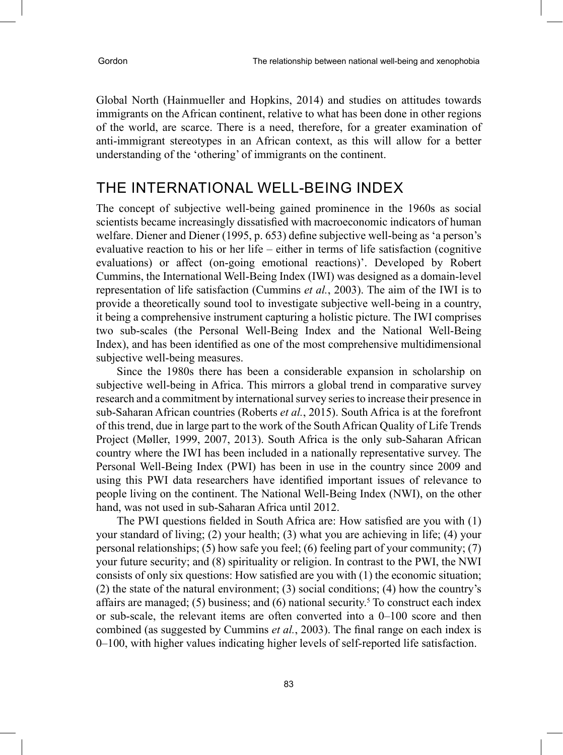Global North (Hainmueller and Hopkins, 2014) and studies on attitudes towards immigrants on the African continent, relative to what has been done in other regions of the world, are scarce. There is a need, therefore, for a greater examination of anti-immigrant stereotypes in an African context, as this will allow for a better understanding of the 'othering' of immigrants on the continent.

## THE INTERNATIONAL WELL-BEING INDEX

The concept of subjective well-being gained prominence in the 1960s as social scientists became increasingly dissatisfied with macroeconomic indicators of human welfare. Diener and Diener (1995, p. 653) define subjective well-being as 'a person's evaluative reaction to his or her life – either in terms of life satisfaction (cognitive evaluations) or affect (on-going emotional reactions)'. Developed by Robert Cummins, the International Well-Being Index (IWI) was designed as a domain-level representation of life satisfaction (Cummins *et al.*, 2003). The aim of the IWI is to provide a theoretically sound tool to investigate subjective well-being in a country, it being a comprehensive instrument capturing a holistic picture. The IWI comprises two sub-scales (the Personal Well-Being Index and the National Well-Being Index), and has been identified as one of the most comprehensive multidimensional subjective well-being measures.

Since the 1980s there has been a considerable expansion in scholarship on subjective well-being in Africa. This mirrors a global trend in comparative survey research and a commitment by international survey series to increase their presence in sub-Saharan African countries (Roberts *et al.*, 2015). South Africa is at the forefront of this trend, due in large part to the work of the South African Quality of Life Trends Project (Møller, 1999, 2007, 2013). South Africa is the only sub-Saharan African country where the IWI has been included in a nationally representative survey. The Personal Well-Being Index (PWI) has been in use in the country since 2009 and using this PWI data researchers have identified important issues of relevance to people living on the continent. The National Well-Being Index (NWI), on the other hand, was not used in sub-Saharan Africa until 2012.

The PWI questions fielded in South Africa are: How satisfied are you with (1) your standard of living; (2) your health; (3) what you are achieving in life; (4) your personal relationships; (5) how safe you feel; (6) feeling part of your community; (7) your future security; and (8) spirituality or religion. In contrast to the PWI, the NWI consists of only six questions: How satisfied are you with (1) the economic situation; (2) the state of the natural environment; (3) social conditions; (4) how the country's affairs are managed; (5) business; and (6) national security.[5] To construct each index or sub-scale, the relevant items are often converted into a 0–100 score and then combined (as suggested by Cummins *et al.*, 2003). The final range on each index is 0–100, with higher values indicating higher levels of self-reported life satisfaction.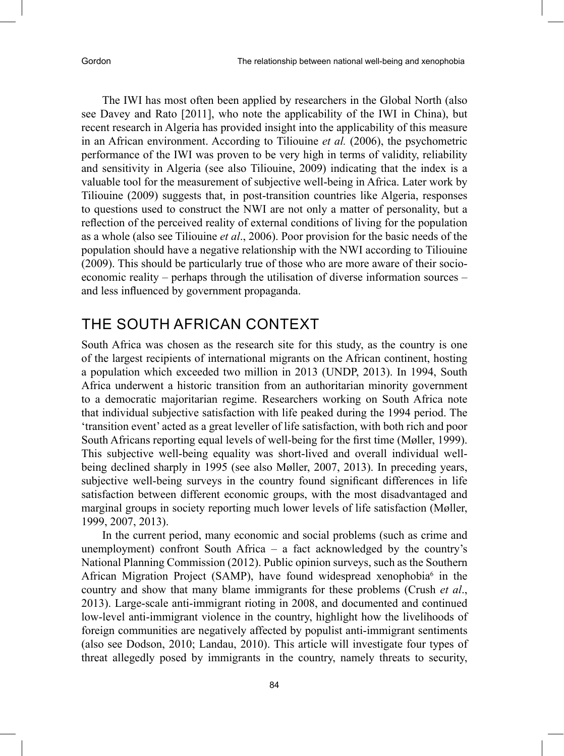The IWI has most often been applied by researchers in the Global North (also see Davey and Rato [2011], who note the applicability of the IWI in China), but recent research in Algeria has provided insight into the applicability of this measure in an African environment. According to Tiliouine *et al.* (2006), the psychometric performance of the IWI was proven to be very high in terms of validity, reliability and sensitivity in Algeria (see also Tiliouine, 2009) indicating that the index is a valuable tool for the measurement of subjective well-being in Africa. Later work by Tiliouine (2009) suggests that, in post-transition countries like Algeria, responses to questions used to construct the NWI are not only a matter of personality, but a reflection of the perceived reality of external conditions of living for the population as a whole (also see Tiliouine *et al*., 2006). Poor provision for the basic needs of the population should have a negative relationship with the NWI according to Tiliouine (2009). This should be particularly true of those who are more aware of their socio-economic reality – perhaps through the utilisation of diverse information sources – and less influenced by government propaganda.

## THE SOUTH AFRICAN CONTEXT

South Africa was chosen as the research site for this study, as the country is one of the largest recipients of international migrants on the African continent, hosting a population which exceeded two million in 2013 (UNDP, 2013). In 1994, South Africa underwent a historic transition from an authoritarian minority government to a democratic majoritarian regime. Researchers working on South Africa note that individual subjective satisfaction with life peaked during the 1994 period. The 'transition event' acted as a great leveller of life satisfaction, with both rich and poor South Africans reporting equal levels of well-being for the first time (Møller, 1999). This subjective well-being equality was short-lived and overall individual well-being declined sharply in 1995 (see also Møller, 2007, 2013). In preceding years, subjective well-being surveys in the country found significant differences in life satisfaction between different economic groups, with the most disadvantaged and marginal groups in society reporting much lower levels of life satisfaction (Møller, 1999, 2007, 2013).

In the current period, many economic and social problems (such as crime and unemployment) confront South Africa – a fact acknowledged by the country's National Planning Commission (2012). Public opinion surveys, such as the Southern African Migration Project (SAMP), have found widespread xenophobia[6] in the country and show that many blame immigrants for these problems (Crush *et al*., 2013). Large-scale anti-immigrant rioting in 2008, and documented and continued low-level anti-immigrant violence in the country, highlight how the livelihoods of foreign communities are negatively affected by populist anti-immigrant sentiments (also see Dodson, 2010; Landau, 2010). This article will investigate four types of threat allegedly posed by immigrants in the country, namely threats to security,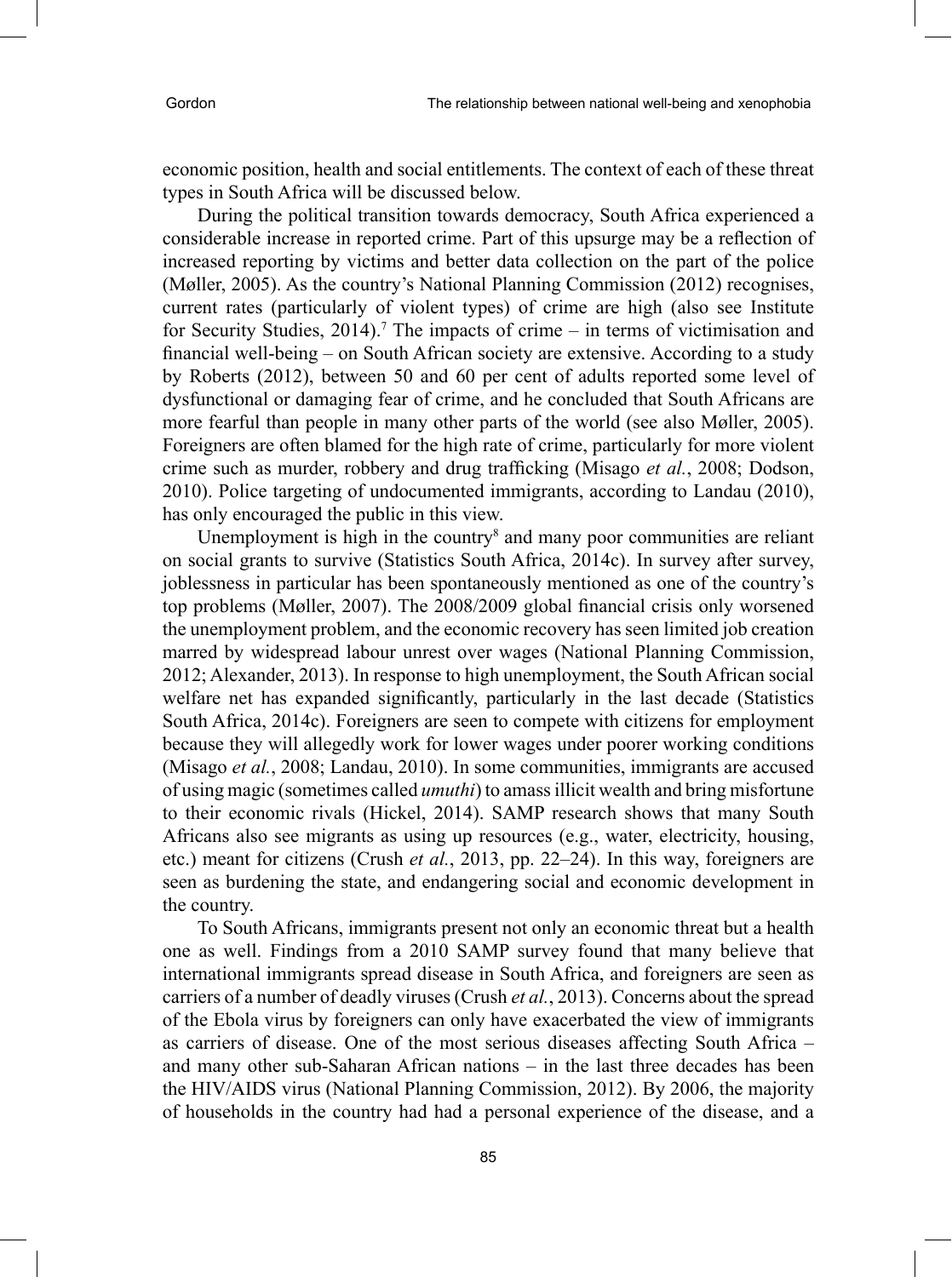economic position, health and social entitlements. The context of each of these threat types in South Africa will be discussed below.

During the political transition towards democracy, South Africa experienced a considerable increase in reported crime. Part of this upsurge may be a reflection of increased reporting by victims and better data collection on the part of the police (Møller, 2005). As the country's National Planning Commission (2012) recognises, current rates (particularly of violent types) of crime are high (also see Institute for Security Studies, 2014).[7] The impacts of crime – in terms of victimisation and financial well-being – on South African society are extensive. According to a study by Roberts (2012), between 50 and 60 per cent of adults reported some level of dysfunctional or damaging fear of crime, and he concluded that South Africans are more fearful than people in many other parts of the world (see also Møller, 2005). Foreigners are often blamed for the high rate of crime, particularly for more violent crime such as murder, robbery and drug trafficking (Misago *et al.*, 2008; Dodson, 2010). Police targeting of undocumented immigrants, according to Landau (2010), has only encouraged the public in this view.

Unemployment is high in the country[8] and many poor communities are reliant on social grants to survive (Statistics South Africa, 2014c). In survey after survey, joblessness in particular has been spontaneously mentioned as one of the country's top problems (Møller, 2007). The 2008/2009 global financial crisis only worsened the unemployment problem, and the economic recovery has seen limited job creation marred by widespread labour unrest over wages (National Planning Commission, 2012; Alexander, 2013). In response to high unemployment, the South African social welfare net has expanded significantly, particularly in the last decade (Statistics South Africa, 2014c). Foreigners are seen to compete with citizens for employment because they will allegedly work for lower wages under poorer working conditions (Misago *et al.*, 2008; Landau, 2010). In some communities, immigrants are accused of using magic (sometimes called *umuthi*) to amass illicit wealth and bring misfortune to their economic rivals (Hickel, 2014). SAMP research shows that many South Africans also see migrants as using up resources (e.g., water, electricity, housing, etc.) meant for citizens (Crush *et al.*, 2013, pp. 22–24). In this way, foreigners are seen as burdening the state, and endangering social and economic development in the country.

To South Africans, immigrants present not only an economic threat but a health one as well. Findings from a 2010 SAMP survey found that many believe that international immigrants spread disease in South Africa, and foreigners are seen as carriers of a number of deadly viruses (Crush *et al.*, 2013). Concerns about the spread of the Ebola virus by foreigners can only have exacerbated the view of immigrants as carriers of disease. One of the most serious diseases affecting South Africa – and many other sub-Saharan African nations – in the last three decades has been the HIV/AIDS virus (National Planning Commission, 2012). By 2006, the majority of households in the country had had a personal experience of the disease, and a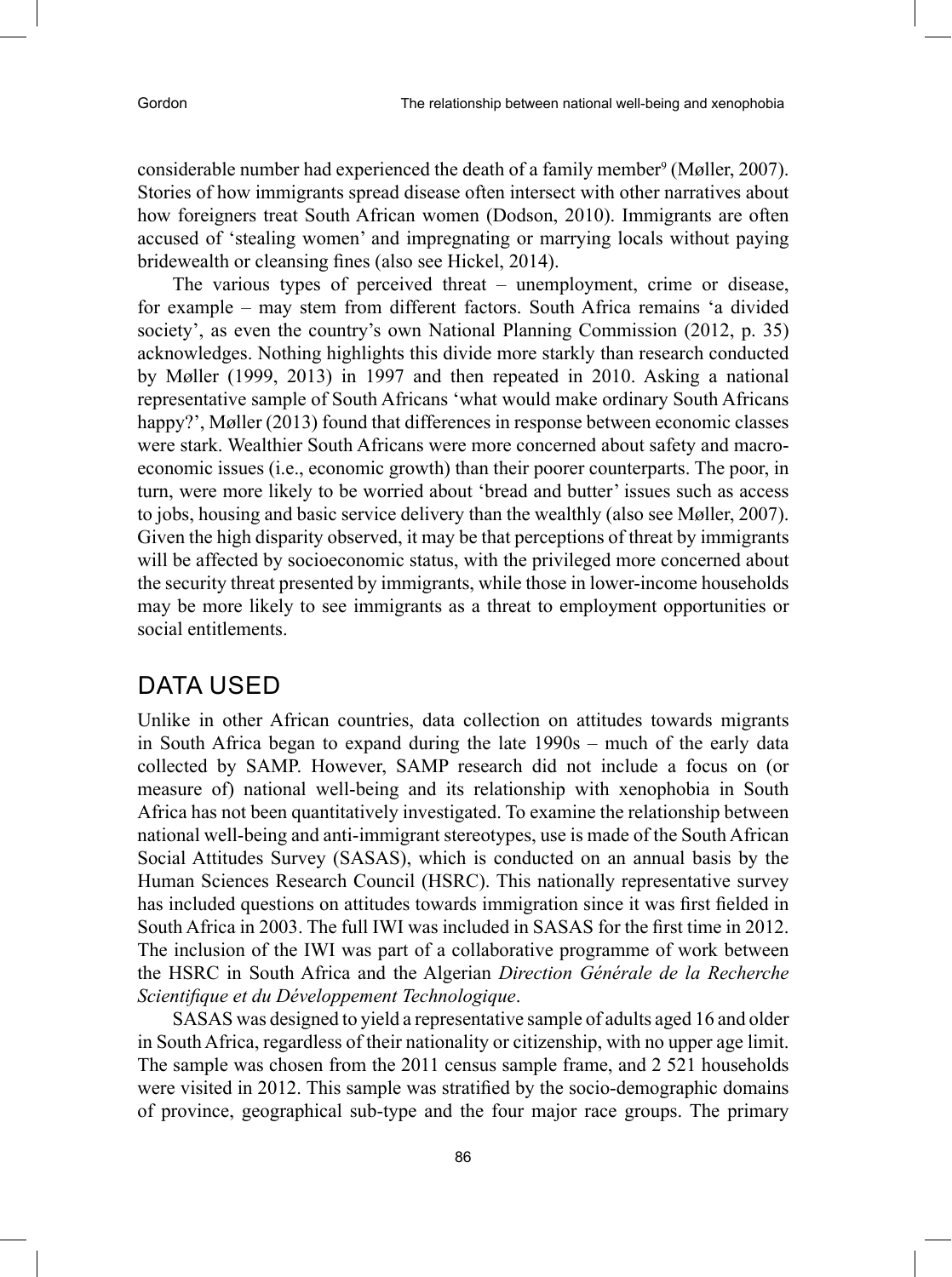considerable number had experienced the death of a family member[9] (Møller, 2007). Stories of how immigrants spread disease often intersect with other narratives about how foreigners treat South African women (Dodson, 2010). Immigrants are often accused of 'stealing women' and impregnating or marrying locals without paying bridewealth or cleansing fines (also see Hickel, 2014).

The various types of perceived threat – unemployment, crime or disease, for example – may stem from different factors. South Africa remains 'a divided society', as even the country's own National Planning Commission (2012, p. 35) acknowledges. Nothing highlights this divide more starkly than research conducted by Møller (1999, 2013) in 1997 and then repeated in 2010. Asking a national representative sample of South Africans 'what would make ordinary South Africans happy?', Møller (2013) found that differences in response between economic classes were stark. Wealthier South Africans were more concerned about safety and macro-economic issues (i.e., economic growth) than their poorer counterparts. The poor, in turn, were more likely to be worried about 'bread and butter' issues such as access to jobs, housing and basic service delivery than the wealthly (also see Møller, 2007). Given the high disparity observed, it may be that perceptions of threat by immigrants will be affected by socioeconomic status, with the privileged more concerned about the security threat presented by immigrants, while those in lower-income households may be more likely to see immigrants as a threat to employment opportunities or social entitlements.

## DATA USED

Unlike in other African countries, data collection on attitudes towards migrants in South Africa began to expand during the late 1990s – much of the early data collected by SAMP. However, SAMP research did not include a focus on (or measure of) national well-being and its relationship with xenophobia in South Africa has not been quantitatively investigated. To examine the relationship between national well-being and anti-immigrant stereotypes, use is made of the South African Social Attitudes Survey (SASAS), which is conducted on an annual basis by the Human Sciences Research Council (HSRC). This nationally representative survey has included questions on attitudes towards immigration since it was first fielded in South Africa in 2003. The full IWI was included in SASAS for the first time in 2012. The inclusion of the IWI was part of a collaborative programme of work between the HSRC in South Africa and the Algerian *Direction Générale de la Recherche Scientifique et du Développement Technologique*.

SASAS was designed to yield a representative sample of adults aged 16 and older in South Africa, regardless of their nationality or citizenship, with no upper age limit. The sample was chosen from the 2011 census sample frame, and 2 521 households were visited in 2012. This sample was stratified by the socio-demographic domains of province, geographical sub-type and the four major race groups. The primary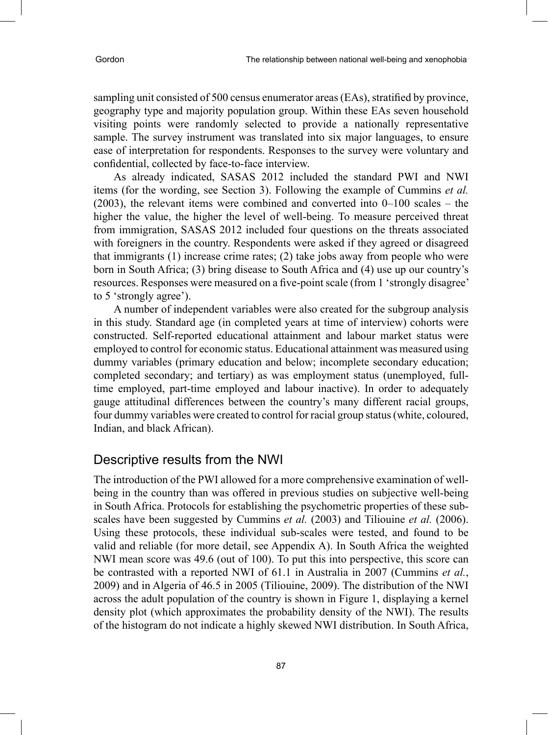sampling unit consisted of 500 census enumerator areas (EAs), stratified by province, geography type and majority population group. Within these EAs seven household visiting points were randomly selected to provide a nationally representative sample. The survey instrument was translated into six major languages, to ensure ease of interpretation for respondents. Responses to the survey were voluntary and confidential, collected by face-to-face interview.

As already indicated, SASAS 2012 included the standard PWI and NWI items (for the wording, see Section 3). Following the example of Cummins *et al.* (2003), the relevant items were combined and converted into 0–100 scales – the higher the value, the higher the level of well-being. To measure perceived threat from immigration, SASAS 2012 included four questions on the threats associated with foreigners in the country. Respondents were asked if they agreed or disagreed that immigrants (1) increase crime rates; (2) take jobs away from people who were born in South Africa; (3) bring disease to South Africa and (4) use up our country's resources. Responses were measured on a five-point scale (from 1 'strongly disagree' to 5 'strongly agree').

A number of independent variables were also created for the subgroup analysis in this study. Standard age (in completed years at time of interview) cohorts were constructed. Self-reported educational attainment and labour market status were employed to control for economic status. Educational attainment was measured using dummy variables (primary education and below; incomplete secondary education; completed secondary; and tertiary) as was employment status (unemployed, full-time employed, part-time employed and labour inactive). In order to adequately gauge attitudinal differences between the country's many different racial groups, four dummy variables were created to control for racial group status (white, coloured, Indian, and black African).

## Descriptive results from the NWI

The introduction of the PWI allowed for a more comprehensive examination of well-being in the country than was offered in previous studies on subjective well-being in South Africa. Protocols for establishing the psychometric properties of these sub-scales have been suggested by Cummins *et al.* (2003) and Tiliouine *et al.* (2006). Using these protocols, these individual sub-scales were tested, and found to be valid and reliable (for more detail, see Appendix A). In South Africa the weighted NWI mean score was 49.6 (out of 100). To put this into perspective, this score can be contrasted with a reported NWI of 61.1 in Australia in 2007 (Cummins *et al.*, 2009) and in Algeria of 46.5 in 2005 (Tiliouine, 2009). The distribution of the NWI across the adult population of the country is shown in Figure 1, displaying a kernel density plot (which approximates the probability density of the NWI). The results of the histogram do not indicate a highly skewed NWI distribution. In South Africa,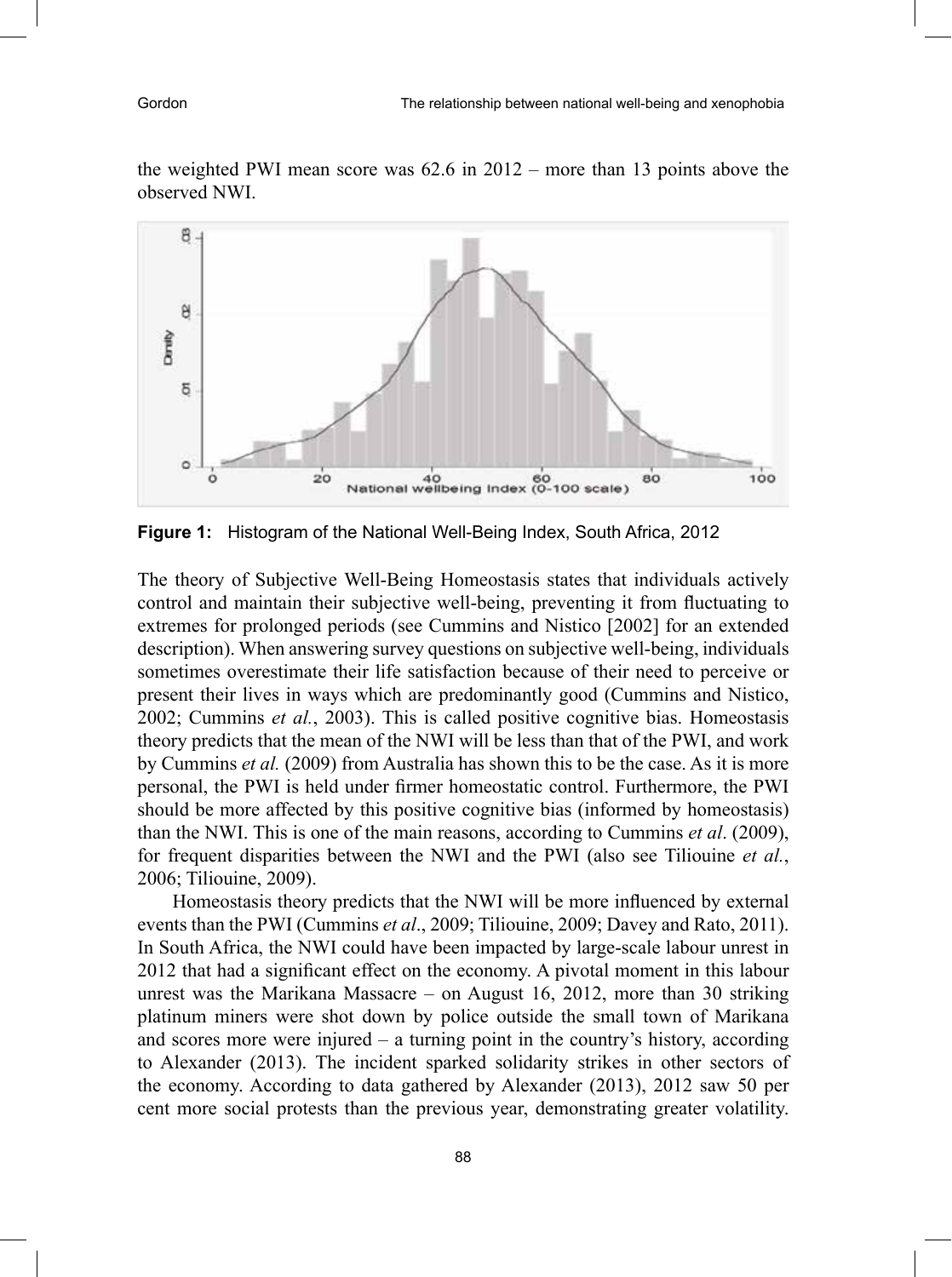the weighted PWI mean score was 62.6 in 2012 – more than 13 points above the observed NWI.

**Figure 1:** Histogram of the National Well-Being Index, South Africa, 2012

The theory of Subjective Well-Being Homeostasis states that individuals actively control and maintain their subjective well-being, preventing it from fluctuating to extremes for prolonged periods (see Cummins and Nistico [2002] for an extended description). When answering survey questions on subjective well-being, individuals sometimes overestimate their life satisfaction because of their need to perceive or present their lives in ways which are predominantly good (Cummins and Nistico, 2002; Cummins *et al.*, 2003). This is called positive cognitive bias. Homeostasis theory predicts that the mean of the NWI will be less than that of the PWI, and work by Cummins *et al.* (2009) from Australia has shown this to be the case. As it is more personal, the PWI is held under firmer homeostatic control. Furthermore, the PWI should be more affected by this positive cognitive bias (informed by homeostasis) than the NWI. This is one of the main reasons, according to Cummins *et al*. (2009), for frequent disparities between the NWI and the PWI (also see Tiliouine *et al.*, 2006; Tiliouine, 2009).

Homeostasis theory predicts that the NWI will be more influenced by external events than the PWI (Cummins *et al*., 2009; Tiliouine, 2009; Davey and Rato, 2011). In South Africa, the NWI could have been impacted by large-scale labour unrest in 2012 that had a significant effect on the economy. A pivotal moment in this labour unrest was the Marikana Massacre – on August 16, 2012, more than 30 striking platinum miners were shot down by police outside the small town of Marikana and scores more were injured – a turning point in the country's history, according to Alexander (2013). The incident sparked solidarity strikes in other sectors of the economy. According to data gathered by Alexander (2013), 2012 saw 50 per cent more social protests than the previous year, demonstrating greater volatility.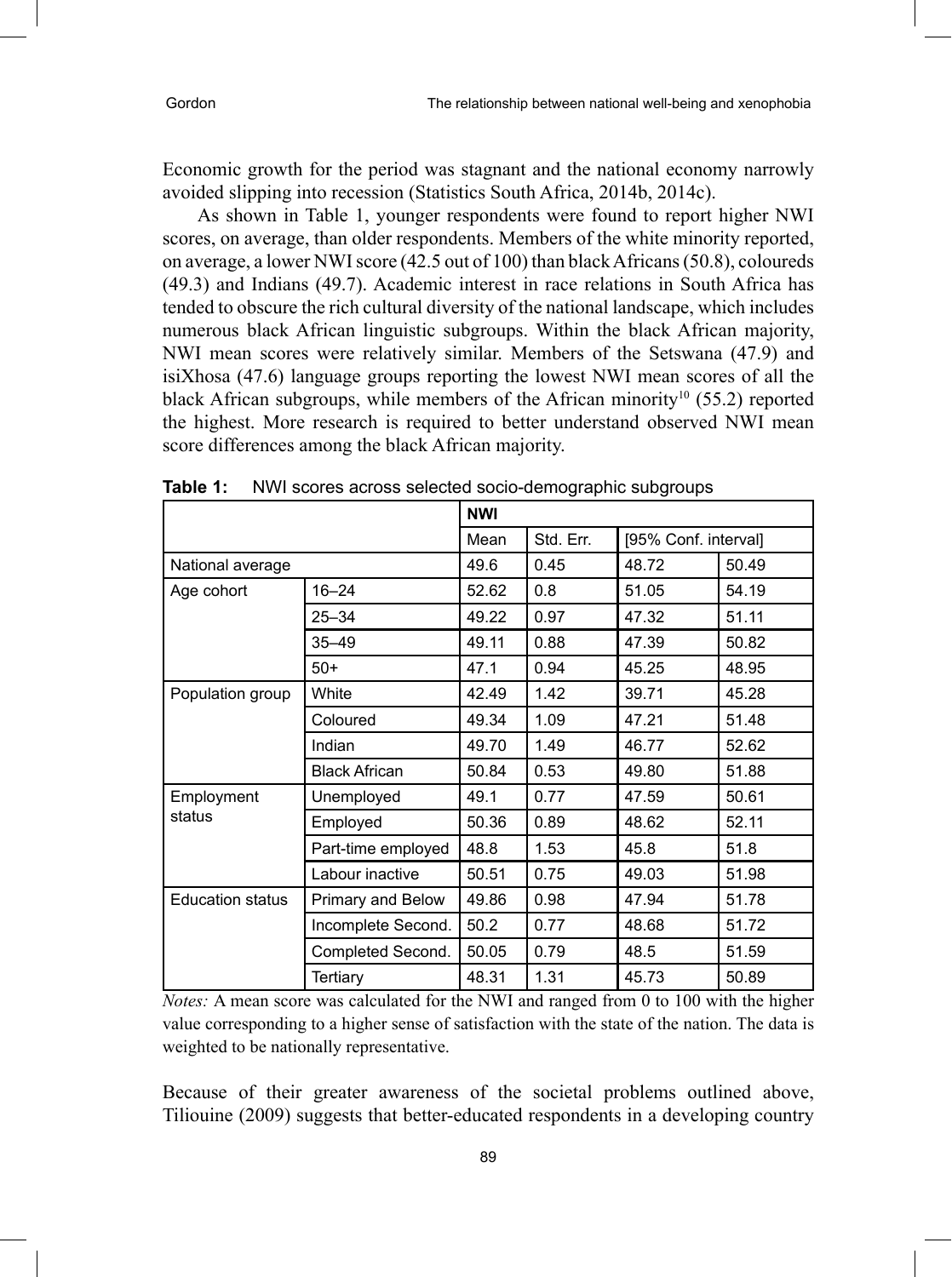Economic growth for the period was stagnant and the national economy narrowly avoided slipping into recession (Statistics South Africa, 2014b, 2014c).

As shown in Table 1, younger respondents were found to report higher NWI scores, on average, than older respondents. Members of the white minority reported, on average, a lower NWI score (42.5 out of 100) than black Africans (50.8), coloureds (49.3) and Indians (49.7). Academic interest in race relations in South Africa has tended to obscure the rich cultural diversity of the national landscape, which includes numerous black African linguistic subgroups. Within the black African majority, NWI mean scores were relatively similar. Members of the Setswana (47.9) and isiXhosa (47.6) language groups reporting the lowest NWI mean scores of all the black African subgroups, while members of the African minority[10] (55.2) reported the highest. More research is required to better understand observed NWI mean score differences among the black African majority.

**Table 1:** NWI scores across selected socio-demographic subgroups

| | | **NWI** | | | |
|---|---|---|---|---|---|
| | | Mean | Std. Err. | [95% Conf. interval] | |
| National average | | 49.6 | 0.45 | 48.72 | 50.49 |
| Age cohort | 16–24 | 52.62 | 0.8 | 51.05 | 54.19 |
| | 25–34 | 49.22 | 0.97 | 47.32 | 51.11 |
| | 35–49 | 49.11 | 0.88 | 47.39 | 50.82 |
| | 50+ | 47.1 | 0.94 | 45.25 | 48.95 |
| Population group | White | 42.49 | 1.42 | 39.71 | 45.28 |
| | Coloured | 49.34 | 1.09 | 47.21 | 51.48 |
| | Indian | 49.70 | 1.49 | 46.77 | 52.62 |
| | Black African | 50.84 | 0.53 | 49.80 | 51.88 |
| Employment status | Unemployed | 49.1 | 0.77 | 47.59 | 50.61 |
| | Employed | 50.36 | 0.89 | 48.62 | 52.11 |
| | Part-time employed | 48.8 | 1.53 | 45.8 | 51.8 |
| | Labour inactive | 50.51 | 0.75 | 49.03 | 51.98 |
| Education status | Primary and Below | 49.86 | 0.98 | 47.94 | 51.78 |
| | Incomplete Second. | 50.2 | 0.77 | 48.68 | 51.72 |
| | Completed Second. | 50.05 | 0.79 | 48.5 | 51.59 |
| | Tertiary | 48.31 | 1.31 | 45.73 | 50.89 |

*Notes:* A mean score was calculated for the NWI and ranged from 0 to 100 with the higher value corresponding to a higher sense of satisfaction with the state of the nation. The data is weighted to be nationally representative.

Because of their greater awareness of the societal problems outlined above, Tiliouine (2009) suggests that better-educated respondents in a developing country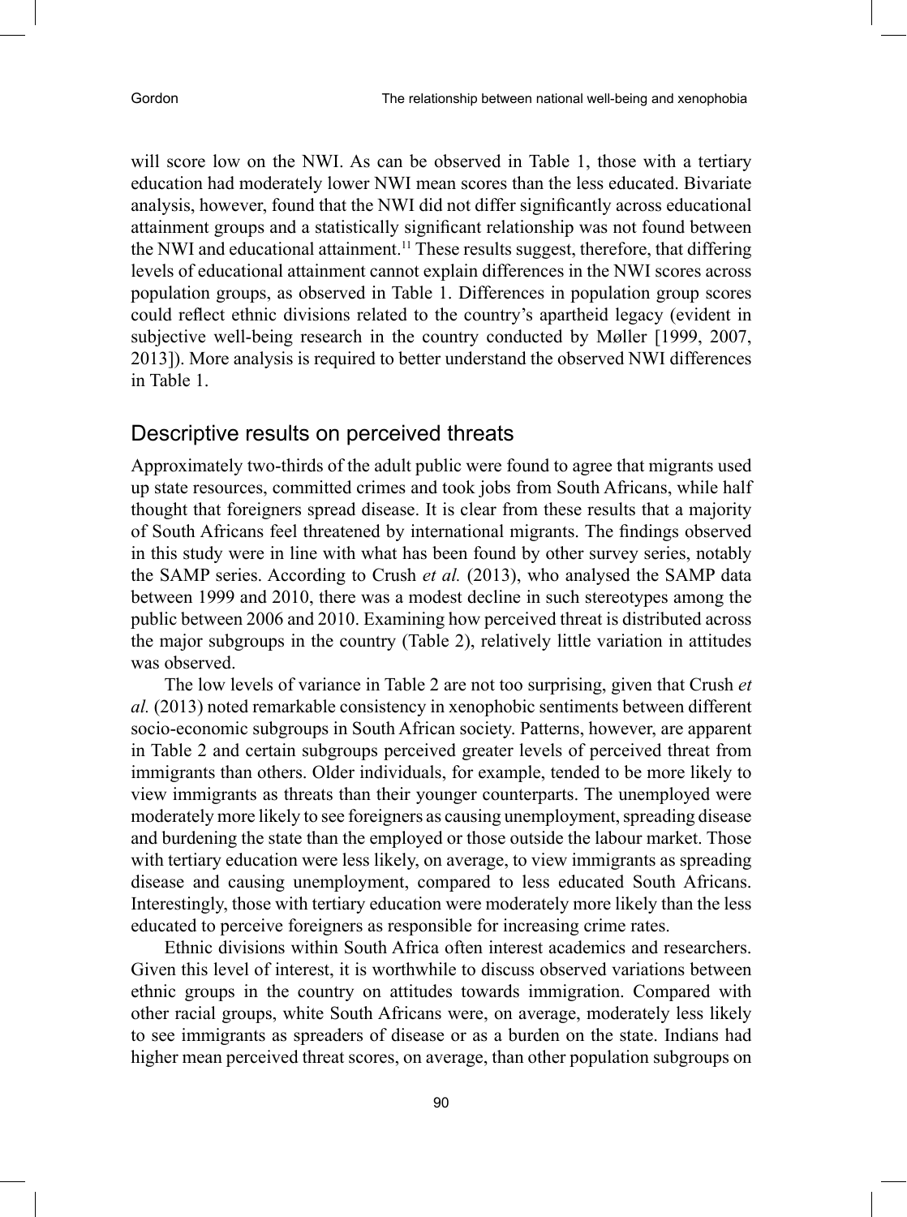will score low on the NWI. As can be observed in Table 1, those with a tertiary education had moderately lower NWI mean scores than the less educated. Bivariate analysis, however, found that the NWI did not differ significantly across educational attainment groups and a statistically significant relationship was not found between the NWI and educational attainment.[11] These results suggest, therefore, that differing levels of educational attainment cannot explain differences in the NWI scores across population groups, as observed in Table 1. Differences in population group scores could reflect ethnic divisions related to the country's apartheid legacy (evident in subjective well-being research in the country conducted by Møller [1999, 2007, 2013]). More analysis is required to better understand the observed NWI differences in Table 1.

## Descriptive results on perceived threats

Approximately two-thirds of the adult public were found to agree that migrants used up state resources, committed crimes and took jobs from South Africans, while half thought that foreigners spread disease. It is clear from these results that a majority of South Africans feel threatened by international migrants. The findings observed in this study were in line with what has been found by other survey series, notably the SAMP series. According to Crush *et al.* (2013), who analysed the SAMP data between 1999 and 2010, there was a modest decline in such stereotypes among the public between 2006 and 2010. Examining how perceived threat is distributed across the major subgroups in the country (Table 2), relatively little variation in attitudes was observed.

The low levels of variance in Table 2 are not too surprising, given that Crush *et al.* (2013) noted remarkable consistency in xenophobic sentiments between different socio-economic subgroups in South African society. Patterns, however, are apparent in Table 2 and certain subgroups perceived greater levels of perceived threat from immigrants than others. Older individuals, for example, tended to be more likely to view immigrants as threats than their younger counterparts. The unemployed were moderately more likely to see foreigners as causing unemployment, spreading disease and burdening the state than the employed or those outside the labour market. Those with tertiary education were less likely, on average, to view immigrants as spreading disease and causing unemployment, compared to less educated South Africans. Interestingly, those with tertiary education were moderately more likely than the less educated to perceive foreigners as responsible for increasing crime rates.

Ethnic divisions within South Africa often interest academics and researchers. Given this level of interest, it is worthwhile to discuss observed variations between ethnic groups in the country on attitudes towards immigration. Compared with other racial groups, white South Africans were, on average, moderately less likely to see immigrants as spreaders of disease or as a burden on the state. Indians had higher mean perceived threat scores, on average, than other population subgroups on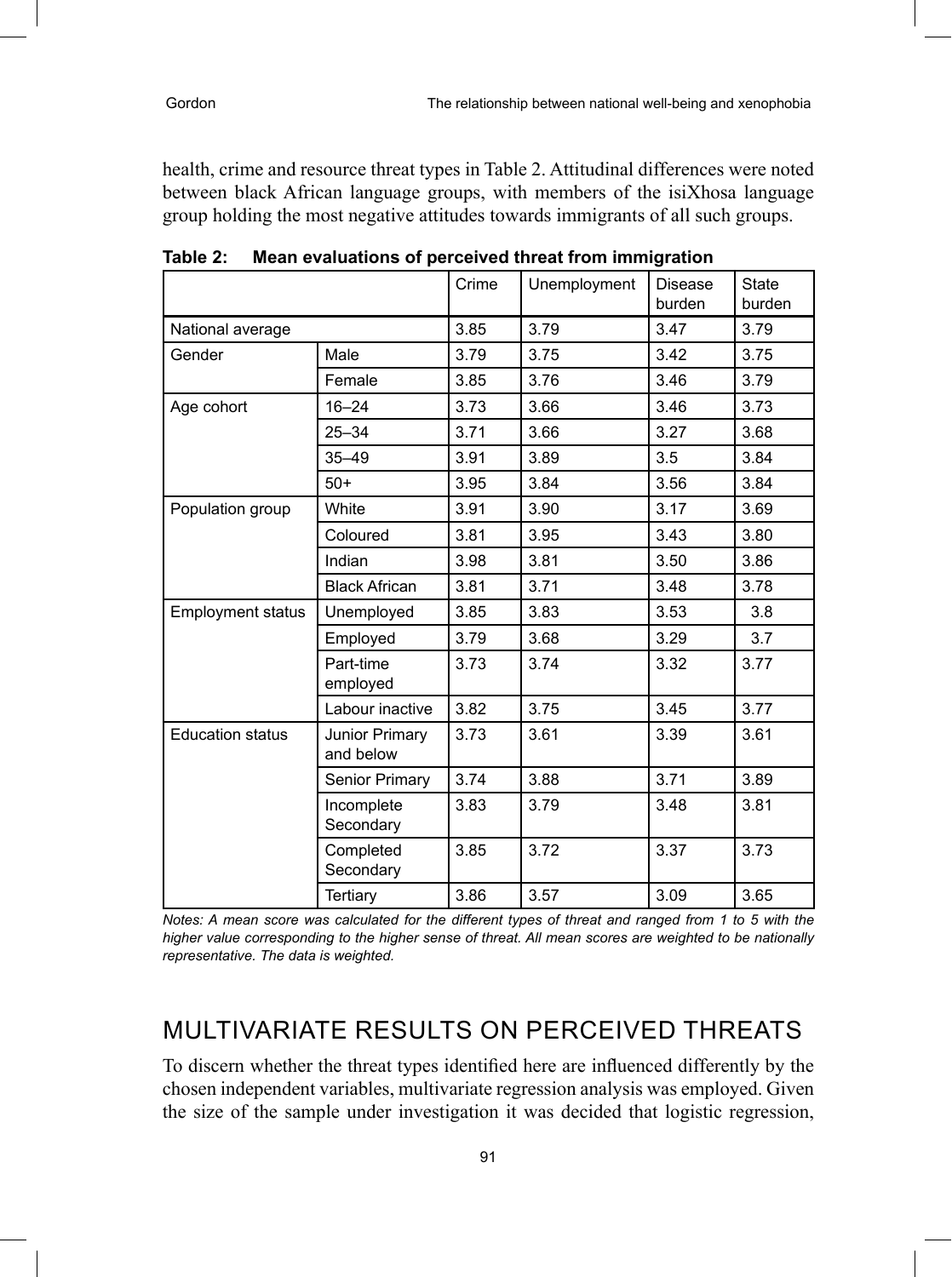health, crime and resource threat types in Table 2. Attitudinal differences were noted between black African language groups, with members of the isiXhosa language group holding the most negative attitudes towards immigrants of all such groups.

**Table 2: Mean evaluations of perceived threat from immigration**

| | | Crime | Unemployment | Disease burden | State burden |
|---|---|---|---|---|---|
| National average | | 3.85 | 3.79 | 3.47 | 3.79 |
| Gender | Male | 3.79 | 3.75 | 3.42 | 3.75 |
| | Female | 3.85 | 3.76 | 3.46 | 3.79 |
| Age cohort | 16–24 | 3.73 | 3.66 | 3.46 | 3.73 |
| | 25–34 | 3.71 | 3.66 | 3.27 | 3.68 |
| | 35–49 | 3.91 | 3.89 | 3.5 | 3.84 |
| | 50+ | 3.95 | 3.84 | 3.56 | 3.84 |
| Population group | White | 3.91 | 3.90 | 3.17 | 3.69 |
| | Coloured | 3.81 | 3.95 | 3.43 | 3.80 |
| | Indian | 3.98 | 3.81 | 3.50 | 3.86 |
| | Black African | 3.81 | 3.71 | 3.48 | 3.78 |
| Employment status | Unemployed | 3.85 | 3.83 | 3.53 | 3.8 |
| | Employed | 3.79 | 3.68 | 3.29 | 3.7 |
| | Part-time employed | 3.73 | 3.74 | 3.32 | 3.77 |
| | Labour inactive | 3.82 | 3.75 | 3.45 | 3.77 |
| Education status | Junior Primary and below | 3.73 | 3.61 | 3.39 | 3.61 |
| | Senior Primary | 3.74 | 3.88 | 3.71 | 3.89 |
| | Incomplete Secondary | 3.83 | 3.79 | 3.48 | 3.81 |
| | Completed Secondary | 3.85 | 3.72 | 3.37 | 3.73 |
| | Tertiary | 3.86 | 3.57 | 3.09 | 3.65 |

*Notes: A mean score was calculated for the different types of threat and ranged from 1 to 5 with the higher value corresponding to the higher sense of threat. All mean scores are weighted to be nationally representative. The data is weighted.*

## MULTIVARIATE RESULTS ON PERCEIVED THREATS

To discern whether the threat types identified here are influenced differently by the chosen independent variables, multivariate regression analysis was employed. Given the size of the sample under investigation it was decided that logistic regression,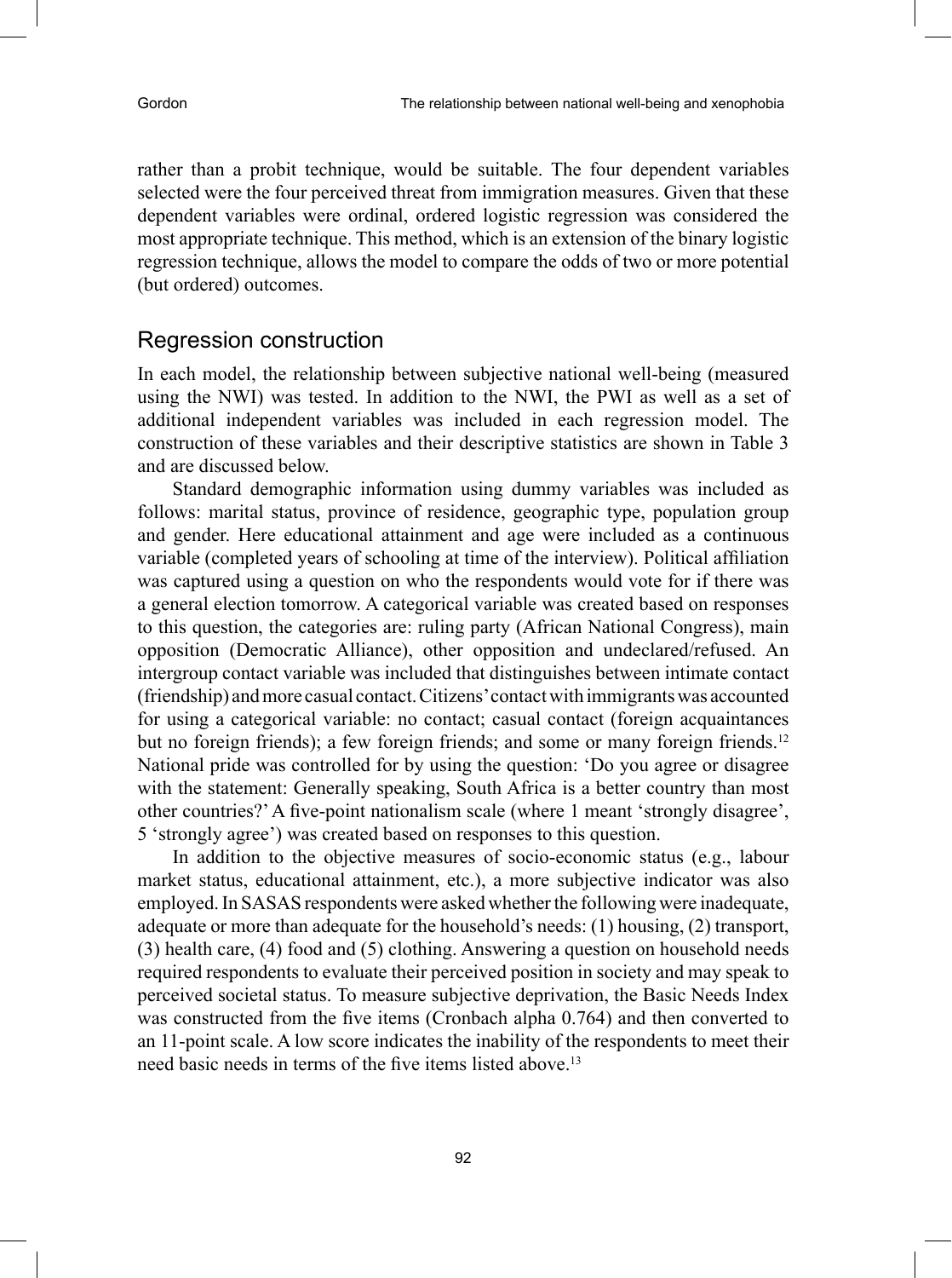rather than a probit technique, would be suitable. The four dependent variables selected were the four perceived threat from immigration measures. Given that these dependent variables were ordinal, ordered logistic regression was considered the most appropriate technique. This method, which is an extension of the binary logistic regression technique, allows the model to compare the odds of two or more potential (but ordered) outcomes.

## Regression construction

In each model, the relationship between subjective national well-being (measured using the NWI) was tested. In addition to the NWI, the PWI as well as a set of additional independent variables was included in each regression model. The construction of these variables and their descriptive statistics are shown in Table 3 and are discussed below.

Standard demographic information using dummy variables was included as follows: marital status, province of residence, geographic type, population group and gender. Here educational attainment and age were included as a continuous variable (completed years of schooling at time of the interview). Political affiliation was captured using a question on who the respondents would vote for if there was a general election tomorrow. A categorical variable was created based on responses to this question, the categories are: ruling party (African National Congress), main opposition (Democratic Alliance), other opposition and undeclared/refused. An intergroup contact variable was included that distinguishes between intimate contact (friendship) and more casual contact. Citizens' contact with immigrants was accounted for using a categorical variable: no contact; casual contact (foreign acquaintances but no foreign friends); a few foreign friends; and some or many foreign friends.[12] National pride was controlled for by using the question: 'Do you agree or disagree with the statement: Generally speaking, South Africa is a better country than most other countries?' A five-point nationalism scale (where 1 meant 'strongly disagree', 5 'strongly agree') was created based on responses to this question.

In addition to the objective measures of socio-economic status (e.g., labour market status, educational attainment, etc.), a more subjective indicator was also employed. In SASAS respondents were asked whether the following were inadequate, adequate or more than adequate for the household's needs: (1) housing, (2) transport, (3) health care, (4) food and (5) clothing. Answering a question on household needs required respondents to evaluate their perceived position in society and may speak to perceived societal status. To measure subjective deprivation, the Basic Needs Index was constructed from the five items (Cronbach alpha 0.764) and then converted to an 11-point scale. A low score indicates the inability of the respondents to meet their need basic needs in terms of the five items listed above.[13]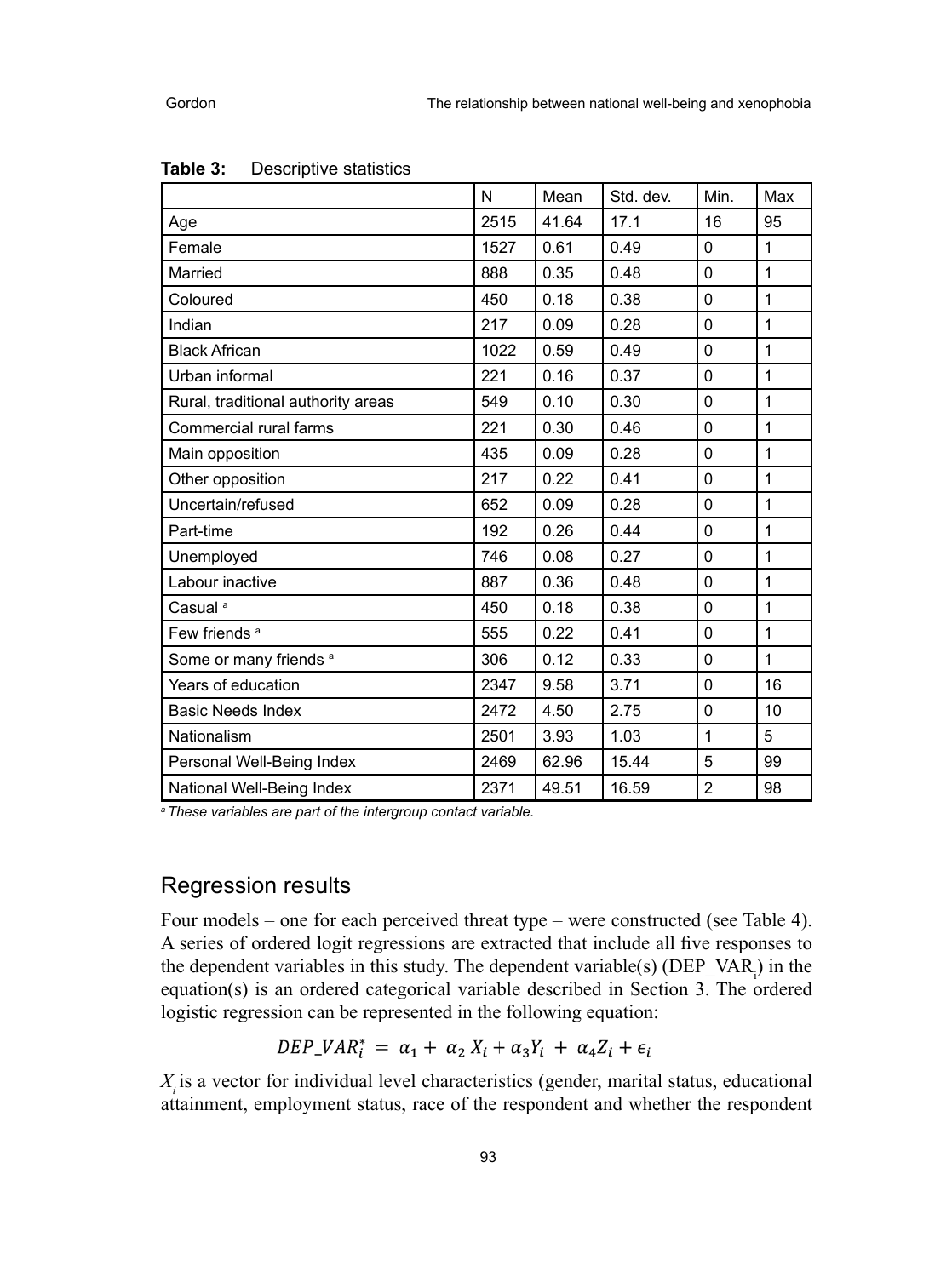**Table 3:** Descriptive statistics

| | N | Mean | Std. dev. | Min. | Max |
|---|---|---|---|---|---|
| Age | 2515 | 41.64 | 17.1 | 16 | 95 |
| Female | 1527 | 0.61 | 0.49 | 0 | 1 |
| Married | 888 | 0.35 | 0.48 | 0 | 1 |
| Coloured | 450 | 0.18 | 0.38 | 0 | 1 |
| Indian | 217 | 0.09 | 0.28 | 0 | 1 |
| Black African | 1022 | 0.59 | 0.49 | 0 | 1 |
| Urban informal | 221 | 0.16 | 0.37 | 0 | 1 |
| Rural, traditional authority areas | 549 | 0.10 | 0.30 | 0 | 1 |
| Commercial rural farms | 221 | 0.30 | 0.46 | 0 | 1 |
| Main opposition | 435 | 0.09 | 0.28 | 0 | 1 |
| Other opposition | 217 | 0.22 | 0.41 | 0 | 1 |
| Uncertain/refused | 652 | 0.09 | 0.28 | 0 | 1 |
| Part-time | 192 | 0.26 | 0.44 | 0 | 1 |
| Unemployed | 746 | 0.08 | 0.27 | 0 | 1 |
| Labour inactive | 887 | 0.36 | 0.48 | 0 | 1 |
| Casual [a] | 450 | 0.18 | 0.38 | 0 | 1 |
| Few friends [a] | 555 | 0.22 | 0.41 | 0 | 1 |
| Some or many friends [a] | 306 | 0.12 | 0.33 | 0 | 1 |
| Years of education | 2347 | 9.58 | 3.71 | 0 | 16 |
| Basic Needs Index | 2472 | 4.50 | 2.75 | 0 | 10 |
| Nationalism | 2501 | 3.93 | 1.03 | 1 | 5 |
| Personal Well-Being Index | 2469 | 62.96 | 15.44 | 5 | 99 |
| National Well-Being Index | 2371 | 49.51 | 16.59 | 2 | 98 |

[a] *These variables are part of the intergroup contact variable.*

## Regression results

Four models – one for each perceived threat type – were constructed (see Table 4). A series of ordered logit regressions are extracted that include all five responses to the dependent variables in this study. The dependent variable(s) ($DEP\_VAR_i$) in the equation(s) is an ordered categorical variable described in Section 3. The ordered logistic regression can be represented in the following equation:

$$DEP\_VAR_i^* = \alpha_1 + \alpha_2 X_i + \alpha_3 Y_i + \alpha_4 Z_i + \epsilon_i$$

$X_i$ is a vector for individual level characteristics (gender, marital status, educational attainment, employment status, race of the respondent and whether the respondent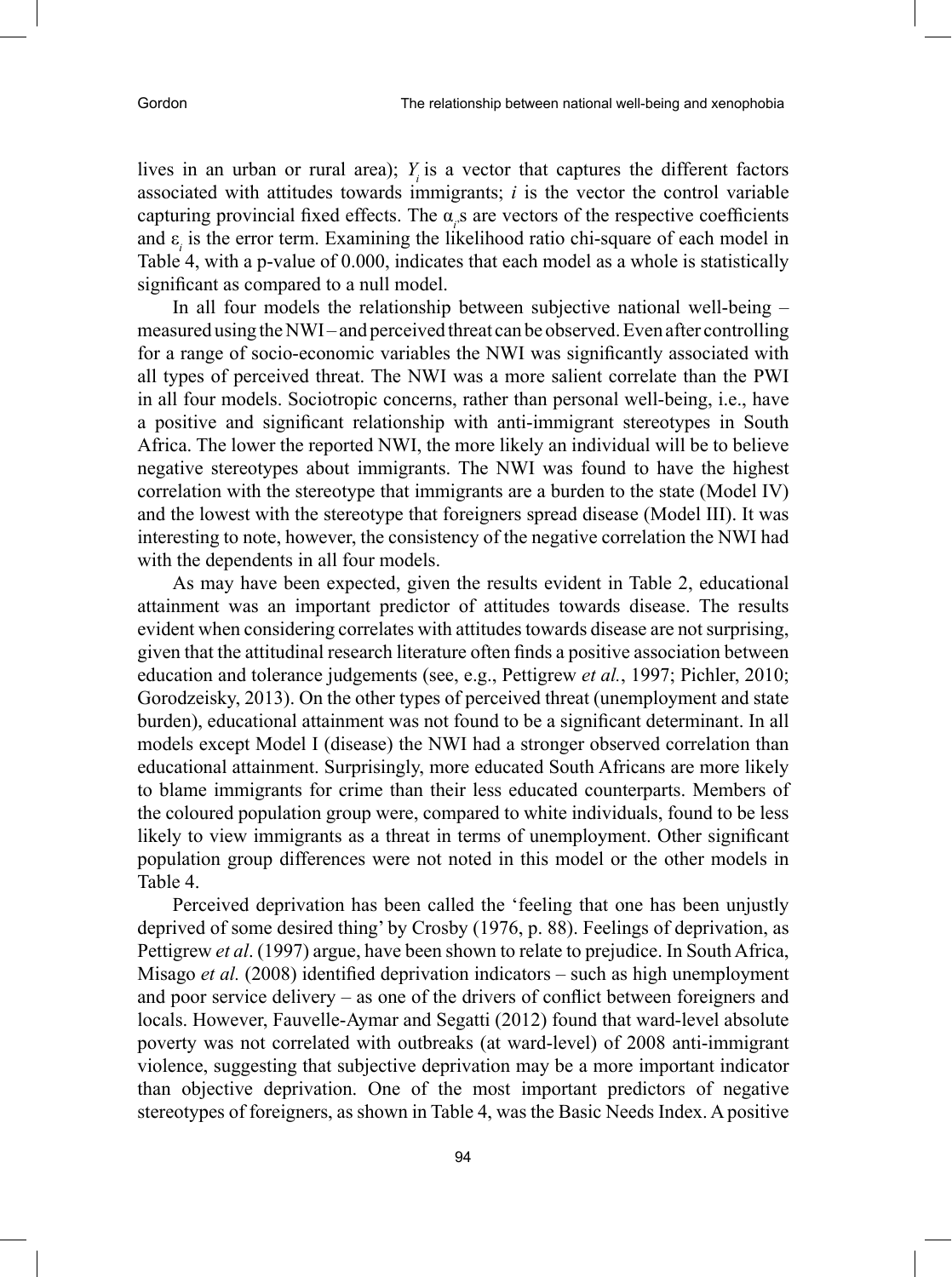lives in an urban or rural area); $Y_i$ is a vector that captures the different factors associated with attitudes towards immigrants; $i$ is the vector the control variable capturing provincial fixed effects. The $\alpha_i$s are vectors of the respective coefficients and $\varepsilon_i$ is the error term. Examining the likelihood ratio chi-square of each model in Table 4, with a p-value of 0.000, indicates that each model as a whole is statistically significant as compared to a null model.

In all four models the relationship between subjective national well-being – measured using the NWI – and perceived threat can be observed. Even after controlling for a range of socio-economic variables the NWI was significantly associated with all types of perceived threat. The NWI was a more salient correlate than the PWI in all four models. Sociotropic concerns, rather than personal well-being, i.e., have a positive and significant relationship with anti-immigrant stereotypes in South Africa. The lower the reported NWI, the more likely an individual will be to believe negative stereotypes about immigrants. The NWI was found to have the highest correlation with the stereotype that immigrants are a burden to the state (Model IV) and the lowest with the stereotype that foreigners spread disease (Model III). It was interesting to note, however, the consistency of the negative correlation the NWI had with the dependents in all four models.

As may have been expected, given the results evident in Table 2, educational attainment was an important predictor of attitudes towards disease. The results evident when considering correlates with attitudes towards disease are not surprising, given that the attitudinal research literature often finds a positive association between education and tolerance judgements (see, e.g., Pettigrew *et al.*, 1997; Pichler, 2010; Gorodzeisky, 2013). On the other types of perceived threat (unemployment and state burden), educational attainment was not found to be a significant determinant. In all models except Model I (disease) the NWI had a stronger observed correlation than educational attainment. Surprisingly, more educated South Africans are more likely to blame immigrants for crime than their less educated counterparts. Members of the coloured population group were, compared to white individuals, found to be less likely to view immigrants as a threat in terms of unemployment. Other significant population group differences were not noted in this model or the other models in Table 4.

Perceived deprivation has been called the 'feeling that one has been unjustly deprived of some desired thing' by Crosby (1976, p. 88). Feelings of deprivation, as Pettigrew *et al*. (1997) argue, have been shown to relate to prejudice. In South Africa, Misago *et al.* (2008) identified deprivation indicators – such as high unemployment and poor service delivery – as one of the drivers of conflict between foreigners and locals. However, Fauvelle-Aymar and Segatti (2012) found that ward-level absolute poverty was not correlated with outbreaks (at ward-level) of 2008 anti-immigrant violence, suggesting that subjective deprivation may be a more important indicator than objective deprivation. One of the most important predictors of negative stereotypes of foreigners, as shown in Table 4, was the Basic Needs Index. A positive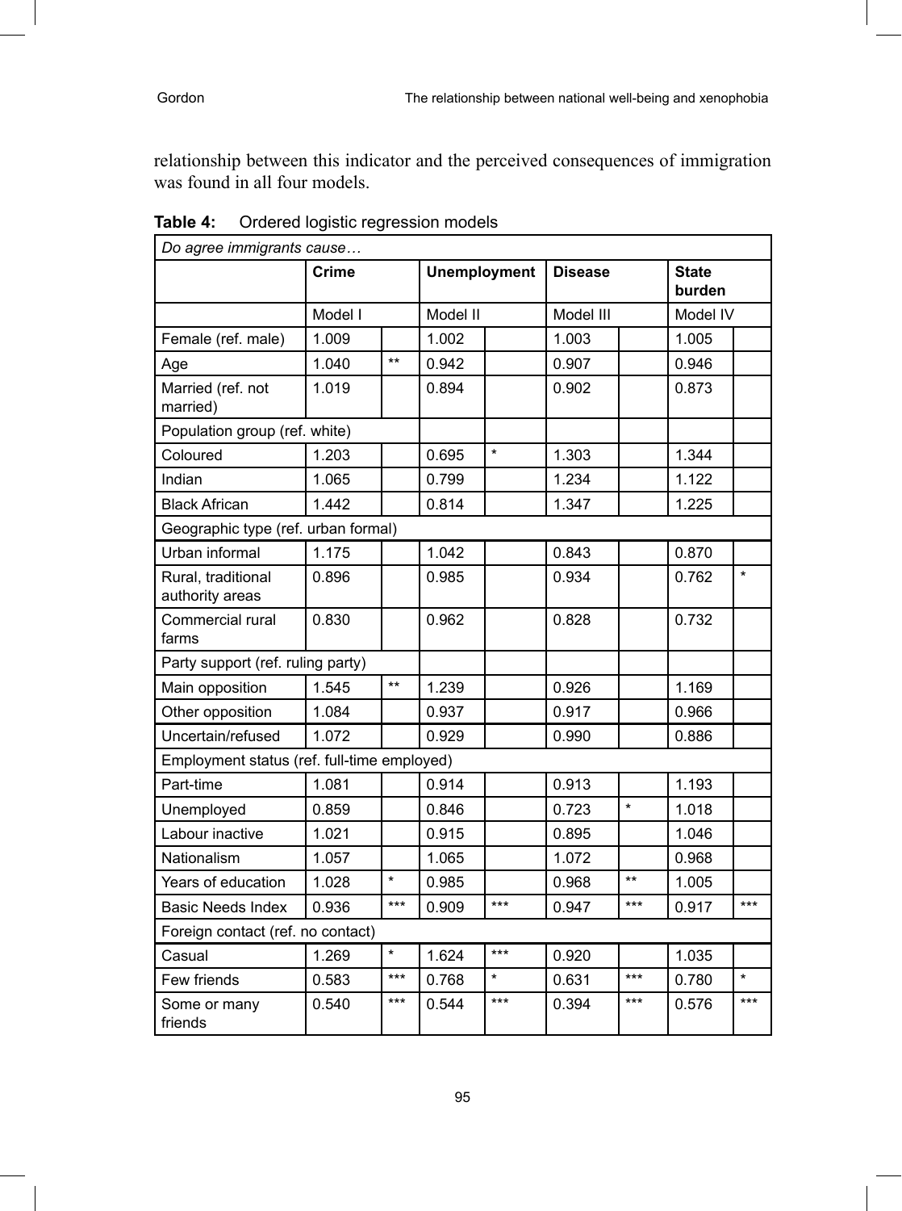relationship between this indicator and the perceived consequences of immigration was found in all four models.

**Table 4:** Ordered logistic regression models

| *Do agree immigrants cause…* | | | | | | | | |
|---|---|---|---|---|---|---|---|---|
| | **Crime** | | **Unemployment** | | **Disease** | | **State burden** | |
| | Model I | | Model II | | Model III | | Model IV | |
| Female (ref. male) | 1.009 | | 1.002 | | 1.003 | | 1.005 | |
| Age | 1.040 | ** | 0.942 | | 0.907 | | 0.946 | |
| Married (ref. not married) | 1.019 | | 0.894 | | 0.902 | | 0.873 | |
| Population group (ref. white) | | | | | | | | |
| Coloured | 1.203 | | 0.695 | * | 1.303 | | 1.344 | |
| Indian | 1.065 | | 0.799 | | 1.234 | | 1.122 | |
| Black African | 1.442 | | 0.814 | | 1.347 | | 1.225 | |
| Geographic type (ref. urban formal) | | | | | | | | |
| Urban informal | 1.175 | | 1.042 | | 0.843 | | 0.870 | |
| Rural, traditional authority areas | 0.896 | | 0.985 | | 0.934 | | 0.762 | * |
| Commercial rural farms | 0.830 | | 0.962 | | 0.828 | | 0.732 | |
| Party support (ref. ruling party) | | | | | | | | |
| Main opposition | 1.545 | ** | 1.239 | | 0.926 | | 1.169 | |
| Other opposition | 1.084 | | 0.937 | | 0.917 | | 0.966 | |
| Uncertain/refused | 1.072 | | 0.929 | | 0.990 | | 0.886 | |
| Employment status (ref. full-time employed) | | | | | | | | |
| Part-time | 1.081 | | 0.914 | | 0.913 | | 1.193 | |
| Unemployed | 0.859 | | 0.846 | | 0.723 | * | 1.018 | |
| Labour inactive | 1.021 | | 0.915 | | 0.895 | | 1.046 | |
| Nationalism | 1.057 | | 1.065 | | 1.072 | | 0.968 | |
| Years of education | 1.028 | * | 0.985 | | 0.968 | ** | 1.005 | |
| Basic Needs Index | 0.936 | *** | 0.909 | *** | 0.947 | *** | 0.917 | *** |
| Foreign contact (ref. no contact) | | | | | | | | |
| Casual | 1.269 | * | 1.624 | *** | 0.920 | | 1.035 | |
| Few friends | 0.583 | *** | 0.768 | * | 0.631 | *** | 0.780 | * |
| Some or many friends | 0.540 | *** | 0.544 | *** | 0.394 | *** | 0.576 | *** |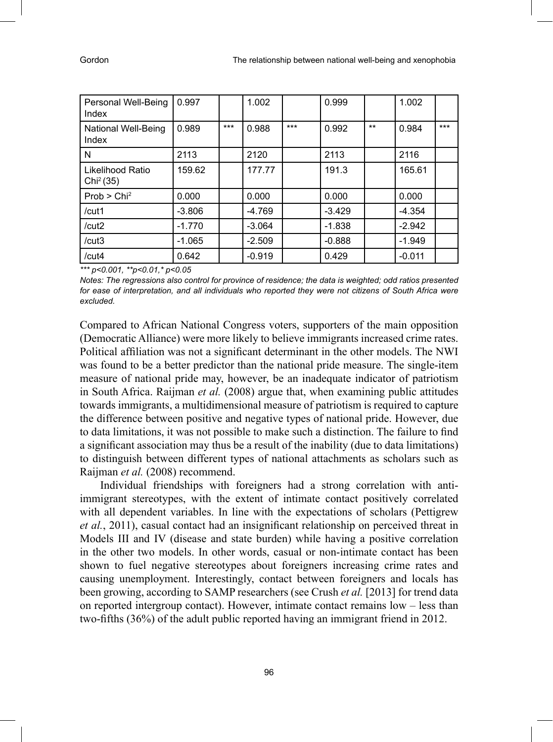| Personal Well-Being Index | 0.997 | | 1.002 | | 0.999 | | 1.002 | |
|---|---|---|---|---|---|---|---|---|
| National Well-Being Index | 0.989 | *** | 0.988 | *** | 0.992 | ** | 0.984 | *** |
| N | 2113 | | 2120 | | 2113 | | 2116 | |
| Likelihood Ratio $Chi^2$ (35) | 159.62 | | 177.77 | | 191.3 | | 165.61 | |
| Prob > $Chi^2$ | 0.000 | | 0.000 | | 0.000 | | 0.000 | |
| /cut1 | -3.806 | | -4.769 | | -3.429 | | -4.354 | |
| /cut2 | -1.770 | | -3.064 | | -1.838 | | -2.942 | |
| /cut3 | -1.065 | | -2.509 | | -0.888 | | -1.949 | |
| /cut4 | 0.642 | | -0.919 | | 0.429 | | -0.011 | |

*\*\*\* p<0.001, \*\*p<0.01,\* p<0.05*

*Notes: The regressions also control for province of residence; the data is weighted; odd ratios presented for ease of interpretation, and all individuals who reported they were not citizens of South Africa were excluded.*

Compared to African National Congress voters, supporters of the main opposition (Democratic Alliance) were more likely to believe immigrants increased crime rates. Political affiliation was not a significant determinant in the other models. The NWI was found to be a better predictor than the national pride measure. The single-item measure of national pride may, however, be an inadequate indicator of patriotism in South Africa. Raijman *et al.* (2008) argue that, when examining public attitudes towards immigrants, a multidimensional measure of patriotism is required to capture the difference between positive and negative types of national pride. However, due to data limitations, it was not possible to make such a distinction. The failure to find a significant association may thus be a result of the inability (due to data limitations) to distinguish between different types of national attachments as scholars such as Raijman *et al.* (2008) recommend.

Individual friendships with foreigners had a strong correlation with anti-immigrant stereotypes, with the extent of intimate contact positively correlated with all dependent variables. In line with the expectations of scholars (Pettigrew *et al.*, 2011), casual contact had an insignificant relationship on perceived threat in Models III and IV (disease and state burden) while having a positive correlation in the other two models. In other words, casual or non-intimate contact has been shown to fuel negative stereotypes about foreigners increasing crime rates and causing unemployment. Interestingly, contact between foreigners and locals has been growing, according to SAMP researchers (see Crush *et al.* [2013] for trend data on reported intergroup contact). However, intimate contact remains low – less than two-fifths (36%) of the adult public reported having an immigrant friend in 2012.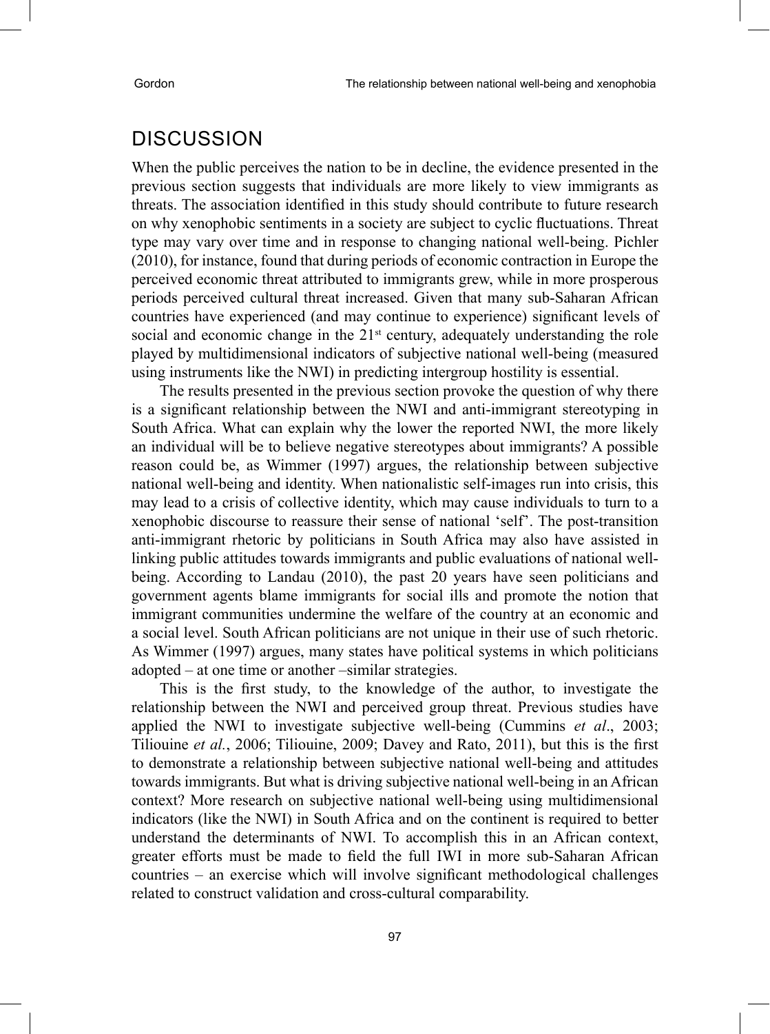## DISCUSSION

When the public perceives the nation to be in decline, the evidence presented in the previous section suggests that individuals are more likely to view immigrants as threats. The association identified in this study should contribute to future research on why xenophobic sentiments in a society are subject to cyclic fluctuations. Threat type may vary over time and in response to changing national well-being. Pichler (2010), for instance, found that during periods of economic contraction in Europe the perceived economic threat attributed to immigrants grew, while in more prosperous periods perceived cultural threat increased. Given that many sub-Saharan African countries have experienced (and may continue to experience) significant levels of social and economic change in the 21st century, adequately understanding the role played by multidimensional indicators of subjective national well-being (measured using instruments like the NWI) in predicting intergroup hostility is essential.

The results presented in the previous section provoke the question of why there is a significant relationship between the NWI and anti-immigrant stereotyping in South Africa. What can explain why the lower the reported NWI, the more likely an individual will be to believe negative stereotypes about immigrants? A possible reason could be, as Wimmer (1997) argues, the relationship between subjective national well-being and identity. When nationalistic self-images run into crisis, this may lead to a crisis of collective identity, which may cause individuals to turn to a xenophobic discourse to reassure their sense of national 'self'. The post-transition anti-immigrant rhetoric by politicians in South Africa may also have assisted in linking public attitudes towards immigrants and public evaluations of national well-being. According to Landau (2010), the past 20 years have seen politicians and government agents blame immigrants for social ills and promote the notion that immigrant communities undermine the welfare of the country at an economic and a social level. South African politicians are not unique in their use of such rhetoric. As Wimmer (1997) argues, many states have political systems in which politicians adopted – at one time or another –similar strategies.

This is the first study, to the knowledge of the author, to investigate the relationship between the NWI and perceived group threat. Previous studies have applied the NWI to investigate subjective well-being (Cummins *et al*., 2003; Tiliouine *et al.*, 2006; Tiliouine, 2009; Davey and Rato, 2011), but this is the first to demonstrate a relationship between subjective national well-being and attitudes towards immigrants. But what is driving subjective national well-being in an African context? More research on subjective national well-being using multidimensional indicators (like the NWI) in South Africa and on the continent is required to better understand the determinants of NWI. To accomplish this in an African context, greater efforts must be made to field the full IWI in more sub-Saharan African countries – an exercise which will involve significant methodological challenges related to construct validation and cross-cultural comparability.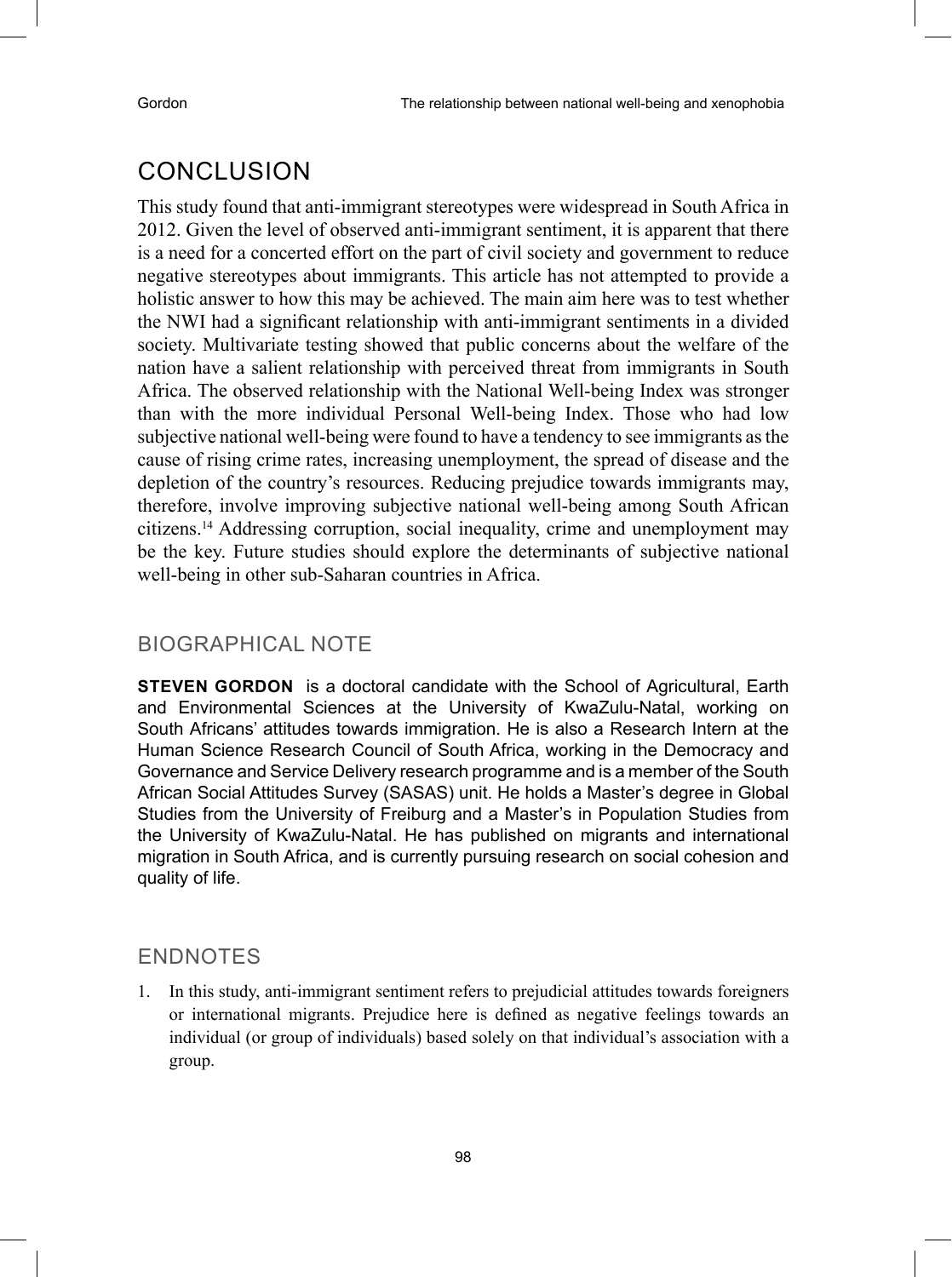## CONCLUSION

This study found that anti-immigrant stereotypes were widespread in South Africa in 2012. Given the level of observed anti-immigrant sentiment, it is apparent that there is a need for a concerted effort on the part of civil society and government to reduce negative stereotypes about immigrants. This article has not attempted to provide a holistic answer to how this may be achieved. The main aim here was to test whether the NWI had a significant relationship with anti-immigrant sentiments in a divided society. Multivariate testing showed that public concerns about the welfare of the nation have a salient relationship with perceived threat from immigrants in South Africa. The observed relationship with the National Well-being Index was stronger than with the more individual Personal Well-being Index. Those who had low subjective national well-being were found to have a tendency to see immigrants as the cause of rising crime rates, increasing unemployment, the spread of disease and the depletion of the country's resources. Reducing prejudice towards immigrants may, therefore, involve improving subjective national well-being among South African citizens.[14] Addressing corruption, social inequality, crime and unemployment may be the key. Future studies should explore the determinants of subjective national well-being in other sub-Saharan countries in Africa.

## BIOGRAPHICAL NOTE

**STEVEN GORDON** is a doctoral candidate with the School of Agricultural, Earth and Environmental Sciences at the University of KwaZulu-Natal, working on South Africans' attitudes towards immigration. He is also a Research Intern at the Human Science Research Council of South Africa, working in the Democracy and Governance and Service Delivery research programme and is a member of the South African Social Attitudes Survey (SASAS) unit. He holds a Master's degree in Global Studies from the University of Freiburg and a Master's in Population Studies from the University of KwaZulu-Natal. He has published on migrants and international migration in South Africa, and is currently pursuing research on social cohesion and quality of life.

## ENDNOTES

1. In this study, anti-immigrant sentiment refers to prejudicial attitudes towards foreigners or international migrants. Prejudice here is defined as negative feelings towards an individual (or group of individuals) based solely on that individual's association with a group.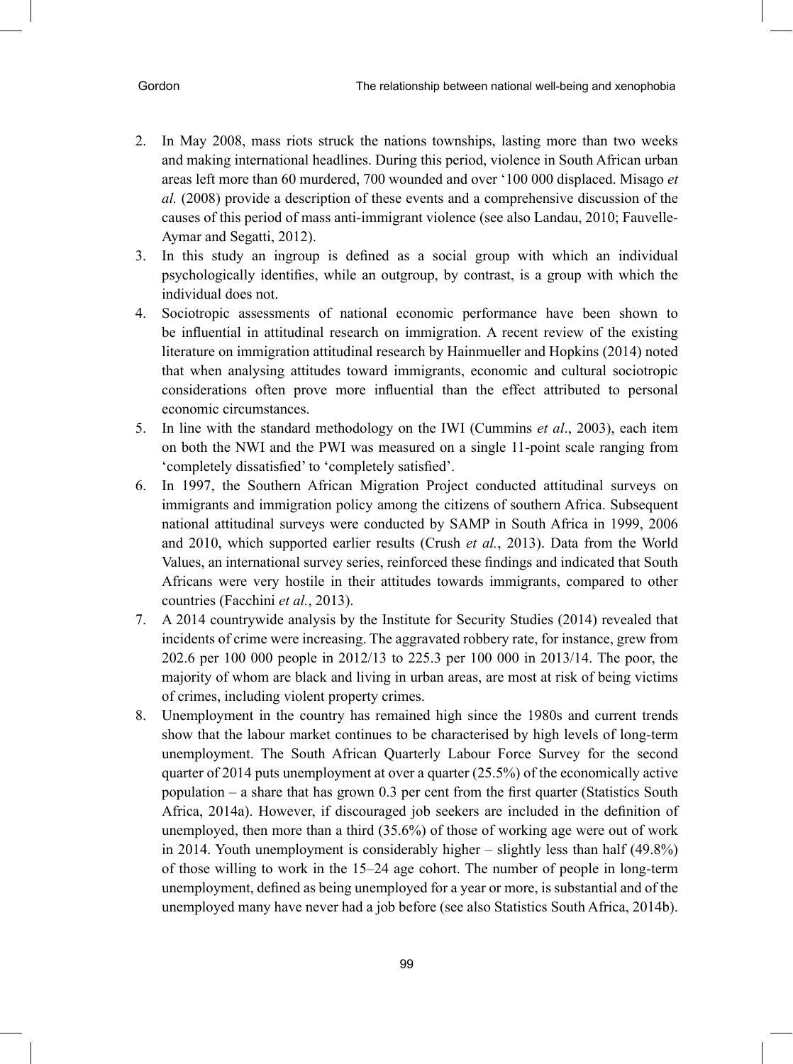2. In May 2008, mass riots struck the nations townships, lasting more than two weeks and making international headlines. During this period, violence in South African urban areas left more than 60 murdered, 700 wounded and over '100 000 displaced. Misago *et al.* (2008) provide a description of these events and a comprehensive discussion of the causes of this period of mass anti-immigrant violence (see also Landau, 2010; Fauvelle-Aymar and Segatti, 2012).
3. In this study an ingroup is defined as a social group with which an individual psychologically identifies, while an outgroup, by contrast, is a group with which the individual does not.
4. Sociotropic assessments of national economic performance have been shown to be influential in attitudinal research on immigration. A recent review of the existing literature on immigration attitudinal research by Hainmueller and Hopkins (2014) noted that when analysing attitudes toward immigrants, economic and cultural sociotropic considerations often prove more influential than the effect attributed to personal economic circumstances.
5. In line with the standard methodology on the IWI (Cummins *et al*., 2003), each item on both the NWI and the PWI was measured on a single 11-point scale ranging from 'completely dissatisfied' to 'completely satisfied'.
6. In 1997, the Southern African Migration Project conducted attitudinal surveys on immigrants and immigration policy among the citizens of southern Africa. Subsequent national attitudinal surveys were conducted by SAMP in South Africa in 1999, 2006 and 2010, which supported earlier results (Crush *et al.*, 2013). Data from the World Values, an international survey series, reinforced these findings and indicated that South Africans were very hostile in their attitudes towards immigrants, compared to other countries (Facchini *et al.*, 2013).
7. A 2014 countrywide analysis by the Institute for Security Studies (2014) revealed that incidents of crime were increasing. The aggravated robbery rate, for instance, grew from 202.6 per 100 000 people in 2012/13 to 225.3 per 100 000 in 2013/14. The poor, the majority of whom are black and living in urban areas, are most at risk of being victims of crimes, including violent property crimes.
8. Unemployment in the country has remained high since the 1980s and current trends show that the labour market continues to be characterised by high levels of long-term unemployment. The South African Quarterly Labour Force Survey for the second quarter of 2014 puts unemployment at over a quarter (25.5%) of the economically active population – a share that has grown 0.3 per cent from the first quarter (Statistics South Africa, 2014a). However, if discouraged job seekers are included in the definition of unemployed, then more than a third (35.6%) of those of working age were out of work in 2014. Youth unemployment is considerably higher – slightly less than half (49.8%) of those willing to work in the 15–24 age cohort. The number of people in long-term unemployment, defined as being unemployed for a year or more, is substantial and of the unemployed many have never had a job before (see also Statistics South Africa, 2014b).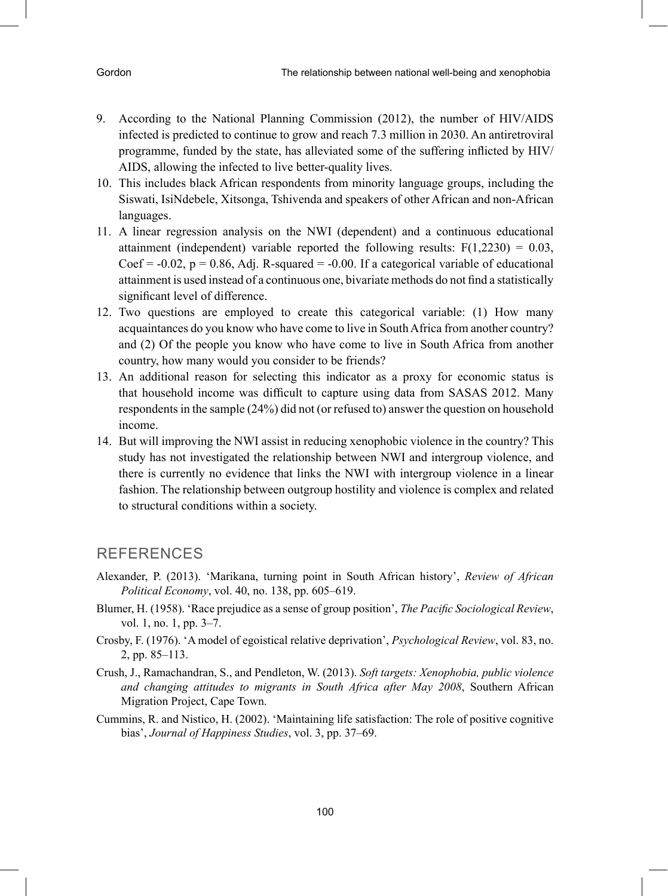9. According to the National Planning Commission (2012), the number of HIV/AIDS infected is predicted to continue to grow and reach 7.3 million in 2030. An antiretroviral programme, funded by the state, has alleviated some of the suffering inflicted by HIV/AIDS, allowing the infected to live better-quality lives.
10. This includes black African respondents from minority language groups, including the Siswati, IsiNdebele, Xitsonga, Tshivenda and speakers of other African and non-African languages.
11. A linear regression analysis on the NWI (dependent) and a continuous educational attainment (independent) variable reported the following results: $F(1,2230) = 0.03$, Coef = -0.02, $p = 0.86$, Adj. R-squared = -0.00. If a categorical variable of educational attainment is used instead of a continuous one, bivariate methods do not find a statistically significant level of difference.
12. Two questions are employed to create this categorical variable: (1) How many acquaintances do you know who have come to live in South Africa from another country? and (2) Of the people you know who have come to live in South Africa from another country, how many would you consider to be friends?
13. An additional reason for selecting this indicator as a proxy for economic status is that household income was difficult to capture using data from SASAS 2012. Many respondents in the sample (24%) did not (or refused to) answer the question on household income.
14. But will improving the NWI assist in reducing xenophobic violence in the country? This study has not investigated the relationship between NWI and intergroup violence, and there is currently no evidence that links the NWI with intergroup violence in a linear fashion. The relationship between outgroup hostility and violence is complex and related to structural conditions within a society.

## REFERENCES

Alexander, P. (2013). 'Marikana, turning point in South African history', *Review of African Political Economy*, vol. 40, no. 138, pp. 605–619.

Blumer, H. (1958). 'Race prejudice as a sense of group position', *The Pacific Sociological Review*, vol. 1, no. 1, pp. 3–7.

Crosby, F. (1976). 'A model of egoistical relative deprivation', *Psychological Review*, vol. 83, no. 2, pp. 85–113.

Crush, J., Ramachandran, S., and Pendleton, W. (2013). *Soft targets: Xenophobia, public violence and changing attitudes to migrants in South Africa after May 2008*, Southern African Migration Project, Cape Town.

Cummins, R. and Nistico, H. (2002). 'Maintaining life satisfaction: The role of positive cognitive bias', *Journal of Happiness Studies*, vol. 3, pp. 37–69.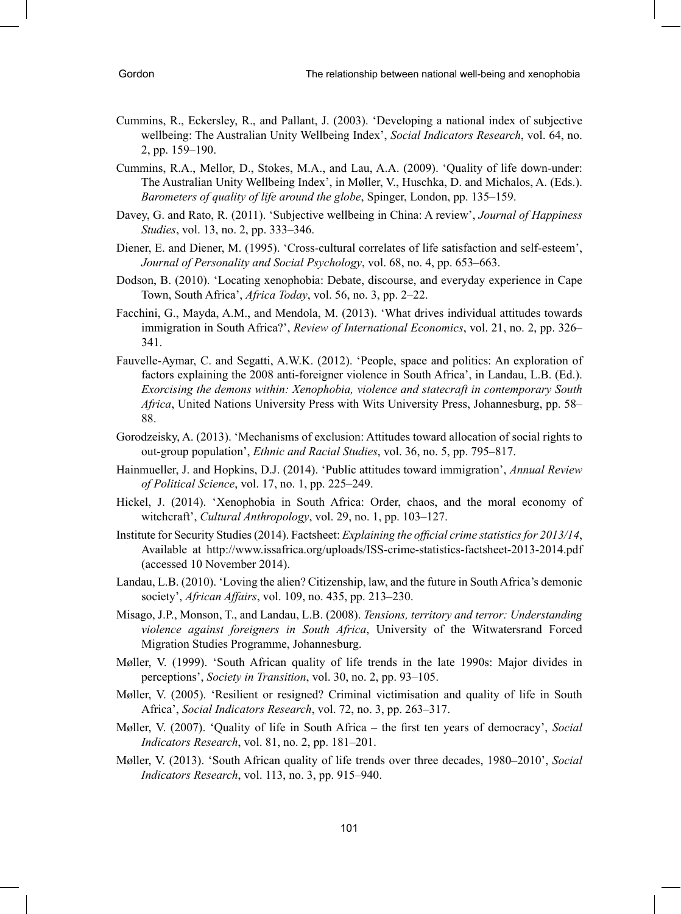Cummins, R., Eckersley, R., and Pallant, J. (2003). 'Developing a national index of subjective wellbeing: The Australian Unity Wellbeing Index', *Social Indicators Research*, vol. 64, no. 2, pp. 159–190.

Cummins, R.A., Mellor, D., Stokes, M.A., and Lau, A.A. (2009). 'Quality of life down-under: The Australian Unity Wellbeing Index', in Møller, V., Huschka, D. and Michalos, A. (Eds.). *Barometers of quality of life around the globe*, Spinger, London, pp. 135–159.

Davey, G. and Rato, R. (2011). 'Subjective wellbeing in China: A review', *Journal of Happiness Studies*, vol. 13, no. 2, pp. 333–346.

Diener, E. and Diener, M. (1995). 'Cross-cultural correlates of life satisfaction and self-esteem', *Journal of Personality and Social Psychology*, vol. 68, no. 4, pp. 653–663.

Dodson, B. (2010). 'Locating xenophobia: Debate, discourse, and everyday experience in Cape Town, South Africa', *Africa Today*, vol. 56, no. 3, pp. 2–22.

Facchini, G., Mayda, A.M., and Mendola, M. (2013). 'What drives individual attitudes towards immigration in South Africa?', *Review of International Economics*, vol. 21, no. 2, pp. 326–341.

Fauvelle-Aymar, C. and Segatti, A.W.K. (2012). 'People, space and politics: An exploration of factors explaining the 2008 anti-foreigner violence in South Africa', in Landau, L.B. (Ed.). *Exorcising the demons within: Xenophobia, violence and statecraft in contemporary South Africa*, United Nations University Press with Wits University Press, Johannesburg, pp. 58–88.

Gorodzeisky, A. (2013). 'Mechanisms of exclusion: Attitudes toward allocation of social rights to out-group population', *Ethnic and Racial Studies*, vol. 36, no. 5, pp. 795–817.

Hainmueller, J. and Hopkins, D.J. (2014). 'Public attitudes toward immigration', *Annual Review of Political Science*, vol. 17, no. 1, pp. 225–249.

Hickel, J. (2014). 'Xenophobia in South Africa: Order, chaos, and the moral economy of witchcraft', *Cultural Anthropology*, vol. 29, no. 1, pp. 103–127.

Institute for Security Studies (2014). Factsheet: *Explaining the official crime statistics for 2013/14*, Available at http://www.issafrica.org/uploads/ISS-crime-statistics-factsheet-2013-2014.pdf (accessed 10 November 2014).

Landau, L.B. (2010). 'Loving the alien? Citizenship, law, and the future in South Africa's demonic society', *African Affairs*, vol. 109, no. 435, pp. 213–230.

Misago, J.P., Monson, T., and Landau, L.B. (2008). *Tensions, territory and terror: Understanding violence against foreigners in South Africa*, University of the Witwatersrand Forced Migration Studies Programme, Johannesburg.

Møller, V. (1999). 'South African quality of life trends in the late 1990s: Major divides in perceptions', *Society in Transition*, vol. 30, no. 2, pp. 93–105.

Møller, V. (2005). 'Resilient or resigned? Criminal victimisation and quality of life in South Africa', *Social Indicators Research*, vol. 72, no. 3, pp. 263–317.

Møller, V. (2007). 'Quality of life in South Africa – the first ten years of democracy', *Social Indicators Research*, vol. 81, no. 2, pp. 181–201.

Møller, V. (2013). 'South African quality of life trends over three decades, 1980–2010', *Social Indicators Research*, vol. 113, no. 3, pp. 915–940.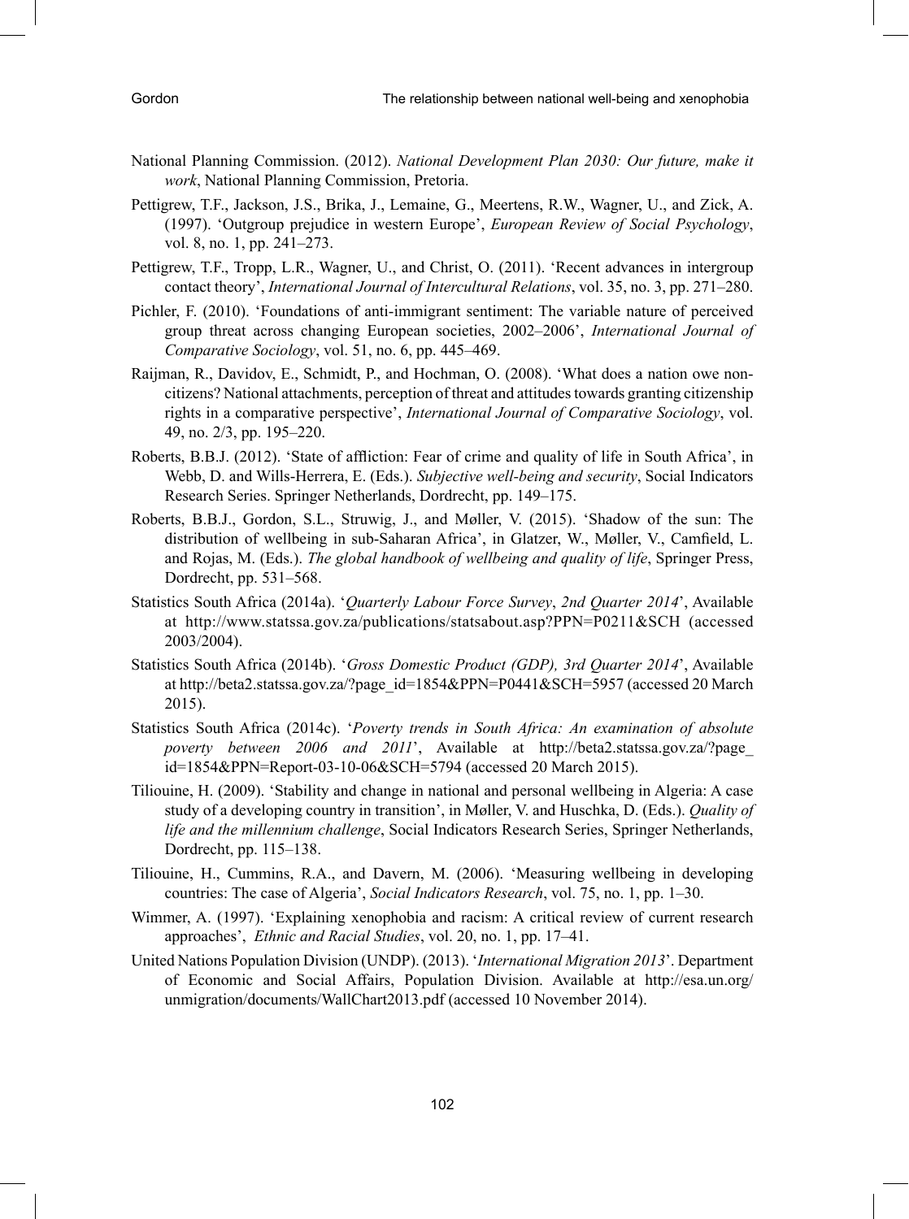National Planning Commission. (2012). *National Development Plan 2030: Our future, make it work*, National Planning Commission, Pretoria.

Pettigrew, T.F., Jackson, J.S., Brika, J., Lemaine, G., Meertens, R.W., Wagner, U., and Zick, A. (1997). 'Outgroup prejudice in western Europe', *European Review of Social Psychology*, vol. 8, no. 1, pp. 241–273.

Pettigrew, T.F., Tropp, L.R., Wagner, U., and Christ, O. (2011). 'Recent advances in intergroup contact theory', *International Journal of Intercultural Relations*, vol. 35, no. 3, pp. 271–280.

Pichler, F. (2010). 'Foundations of anti-immigrant sentiment: The variable nature of perceived group threat across changing European societies, 2002–2006', *International Journal of Comparative Sociology*, vol. 51, no. 6, pp. 445–469.

Raijman, R., Davidov, E., Schmidt, P., and Hochman, O. (2008). 'What does a nation owe non-citizens? National attachments, perception of threat and attitudes towards granting citizenship rights in a comparative perspective', *International Journal of Comparative Sociology*, vol. 49, no. 2/3, pp. 195–220.

Roberts, B.B.J. (2012). 'State of affliction: Fear of crime and quality of life in South Africa', in Webb, D. and Wills-Herrera, E. (Eds.). *Subjective well-being and security*, Social Indicators Research Series. Springer Netherlands, Dordrecht, pp. 149–175.

Roberts, B.B.J., Gordon, S.L., Struwig, J., and Møller, V. (2015). 'Shadow of the sun: The distribution of wellbeing in sub-Saharan Africa', in Glatzer, W., Møller, V., Camfield, L. and Rojas, M. (Eds.). *The global handbook of wellbeing and quality of life*, Springer Press, Dordrecht, pp. 531–568.

Statistics South Africa (2014a). '*Quarterly Labour Force Survey*, *2nd Quarter 2014*', Available at http://www.statssa.gov.za/publications/statsabout.asp?PPN=P0211&SCH (accessed 2003/2004).

Statistics South Africa (2014b). '*Gross Domestic Product (GDP), 3rd Quarter 2014*', Available at http://beta2.statssa.gov.za/?page_id=1854&PPN=P0441&SCH=5957 (accessed 20 March 2015).

Statistics South Africa (2014c). '*Poverty trends in South Africa: An examination of absolute poverty between 2006 and 2011*', Available at http://beta2.statssa.gov.za/?page_id=1854&PPN=Report-03-10-06&SCH=5794 (accessed 20 March 2015).

Tiliouine, H. (2009). 'Stability and change in national and personal wellbeing in Algeria: A case study of a developing country in transition', in Møller, V. and Huschka, D. (Eds.). *Quality of life and the millennium challenge*, Social Indicators Research Series, Springer Netherlands, Dordrecht, pp. 115–138.

Tiliouine, H., Cummins, R.A., and Davern, M. (2006). 'Measuring wellbeing in developing countries: The case of Algeria', *Social Indicators Research*, vol. 75, no. 1, pp. 1–30.

Wimmer, A. (1997). 'Explaining xenophobia and racism: A critical review of current research approaches', *Ethnic and Racial Studies*, vol. 20, no. 1, pp. 17–41.

United Nations Population Division (UNDP). (2013). '*International Migration 2013*'. Department of Economic and Social Affairs, Population Division. Available at http://esa.un.org/unmigration/documents/WallChart2013.pdf (accessed 10 November 2014).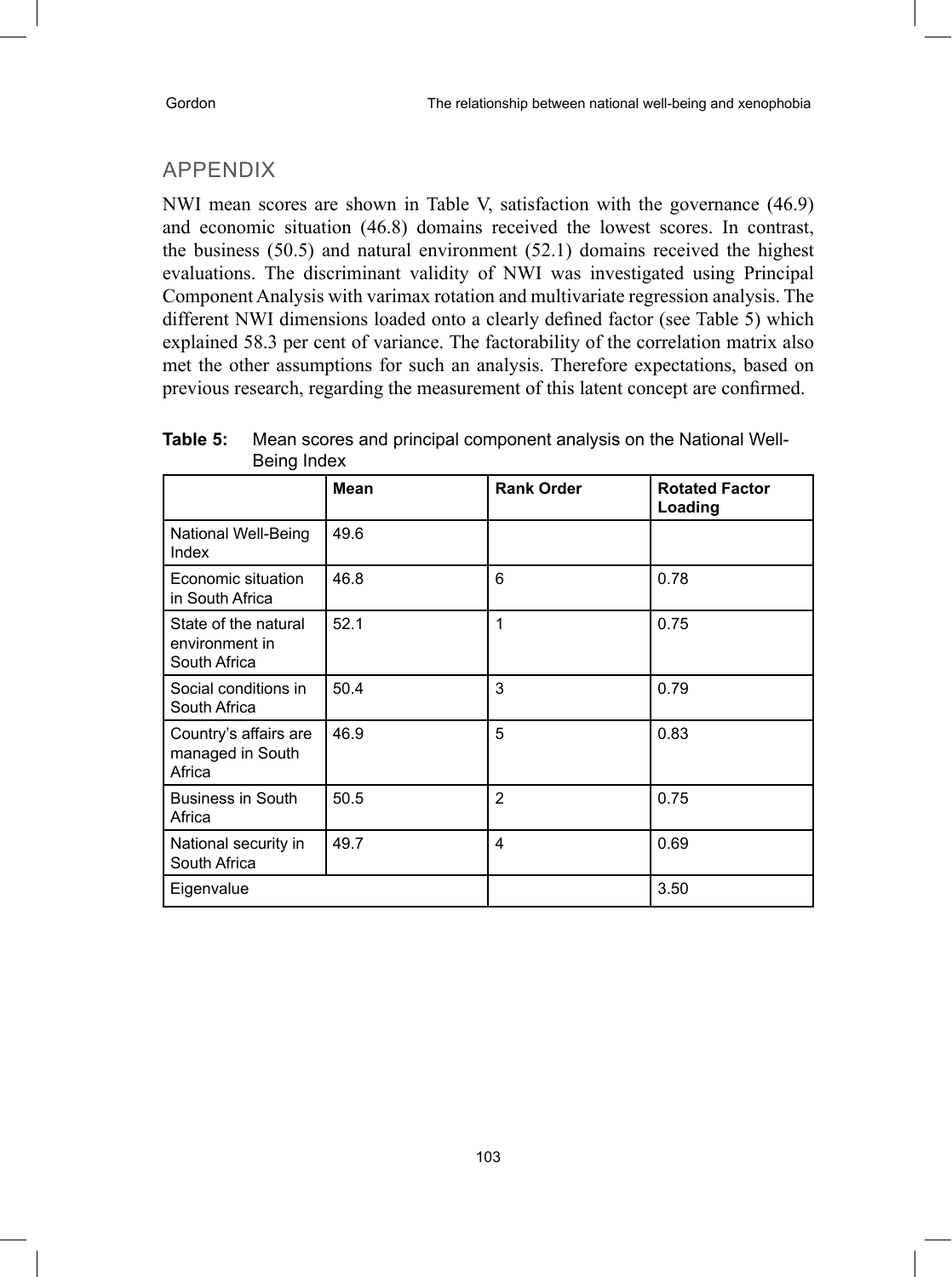## APPENDIX

NWI mean scores are shown in Table V, satisfaction with the governance (46.9) and economic situation (46.8) domains received the lowest scores. In contrast, the business (50.5) and natural environment (52.1) domains received the highest evaluations. The discriminant validity of NWI was investigated using Principal Component Analysis with varimax rotation and multivariate regression analysis. The different NWI dimensions loaded onto a clearly defined factor (see Table 5) which explained 58.3 per cent of variance. The factorability of the correlation matrix also met the other assumptions for such an analysis. Therefore expectations, based on previous research, regarding the measurement of this latent concept are confirmed.

**Table 5:** Mean scores and principal component analysis on the National Well-Being Index

| | Mean | Rank Order | Rotated Factor Loading |
|---|---|---|---|
| National Well-Being Index | 49.6 | | |
| Economic situation in South Africa | 46.8 | 6 | 0.78 |
| State of the natural environment in South Africa | 52.1 | 1 | 0.75 |
| Social conditions in South Africa | 50.4 | 3 | 0.79 |
| Country's affairs are managed in South Africa | 46.9 | 5 | 0.83 |
| Business in South Africa | 50.5 | 2 | 0.75 |
| National security in South Africa | 49.7 | 4 | 0.69 |
| Eigenvalue | | | 3.50 |